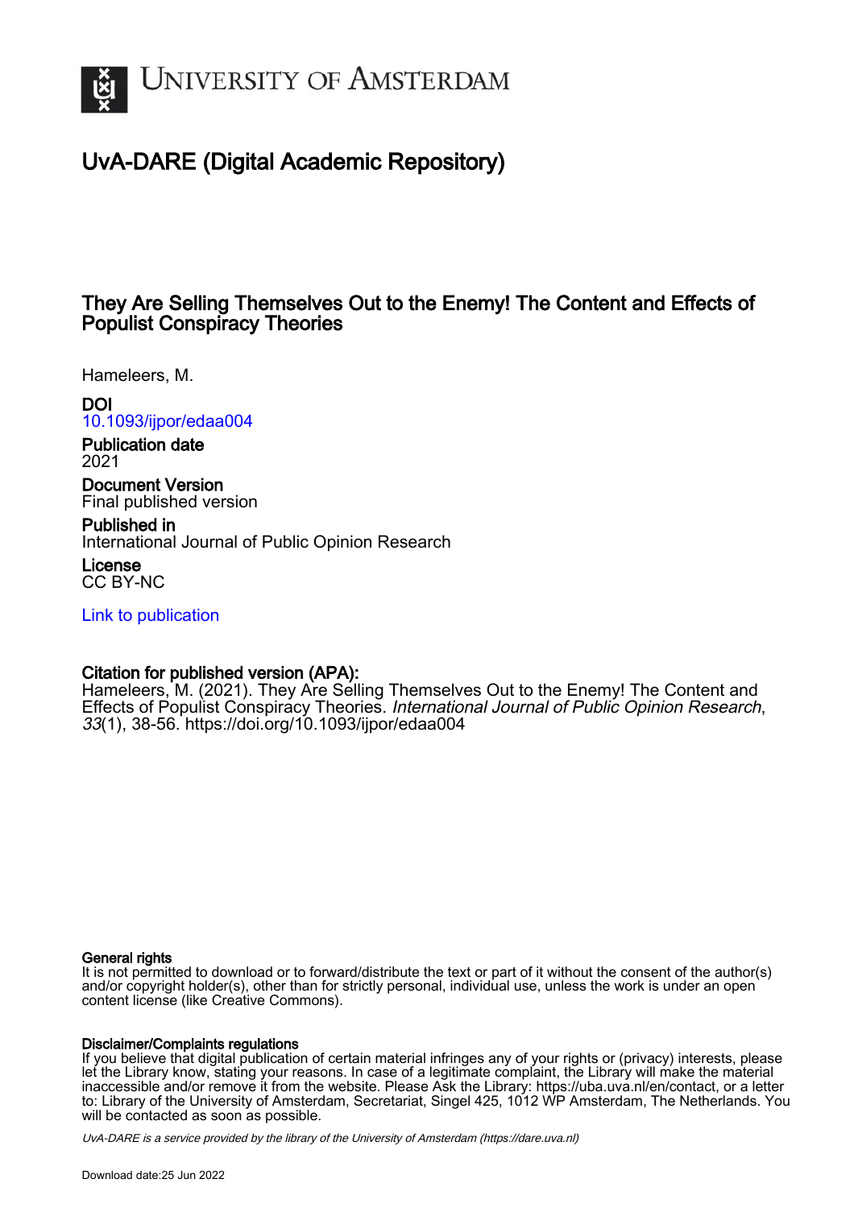# University of Amsterdam

## UvA-DARE (Digital Academic Repository)

### They Are Selling Themselves Out to the Enemy! The Content and Effects of Populist Conspiracy Theories

Hameleers, M.

**DOI**
10.1093/ijpor/edaa004

**Publication date**
2021

**Document Version**
Final published version

**Published in**
International Journal of Public Opinion Research

**License**
CC BY-NC

Link to publication

**Citation for published version (APA):**
Hameleers, M. (2021). They Are Selling Themselves Out to the Enemy! The Content and Effects of Populist Conspiracy Theories. *International Journal of Public Opinion Research*, *33*(1), 38-56. https://doi.org/10.1093/ijpor/edaa004

**General rights**
It is not permitted to download or to forward/distribute the text or part of it without the consent of the author(s) and/or copyright holder(s), other than for strictly personal, individual use, unless the work is under an open content license (like Creative Commons).

**Disclaimer/Complaints regulations**
If you believe that digital publication of certain material infringes any of your rights or (privacy) interests, please let the Library know, stating your reasons. In case of a legitimate complaint, the Library will make the material inaccessible and/or remove it from the website. Please Ask the Library: https://uba.uva.nl/en/contact, or a letter to: Library of the University of Amsterdam, Secretariat, Singel 425, 1012 WP Amsterdam, The Netherlands. You will be contacted as soon as possible.

UvA-DARE is a service provided by the library of the University of Amsterdam (https://dare.uva.nl)

Download date:25 Jun 2022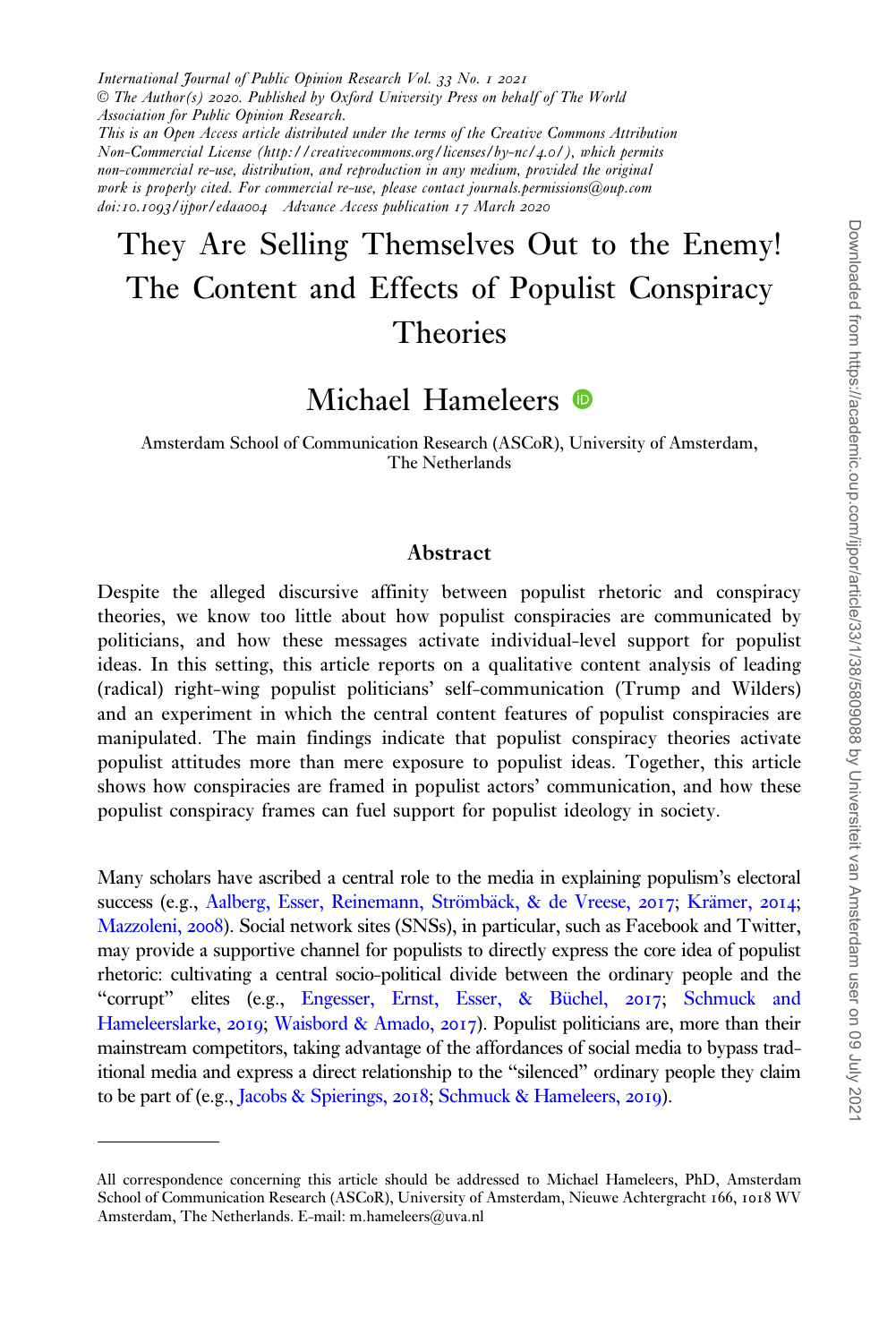International Journal of Public Opinion Research Vol. 33 No. 1 2021
© The Author(s) 2020. Published by Oxford University Press on behalf of The World Association for Public Opinion Research.
This is an Open Access article distributed under the terms of the Creative Commons Attribution Non-Commercial License (http://creativecommons.org/licenses/by-nc/4.0/), which permits non-commercial re-use, distribution, and reproduction in any medium, provided the original work is properly cited. For commercial re-use, please contact journals.permissions@oup.com
doi:10.1093/ijpor/edaa004 Advance Access publication 17 March 2020

# They Are Selling Themselves Out to the Enemy! The Content and Effects of Populist Conspiracy Theories

## Michael Hameleers

Amsterdam School of Communication Research (ASCoR), University of Amsterdam, The Netherlands

### Abstract

Despite the alleged discursive affinity between populist rhetoric and conspiracy theories, we know too little about how populist conspiracies are communicated by politicians, and how these messages activate individual-level support for populist ideas. In this setting, this article reports on a qualitative content analysis of leading (radical) right-wing populist politicians' self-communication (Trump and Wilders) and an experiment in which the central content features of populist conspiracies are manipulated. The main findings indicate that populist conspiracy theories activate populist attitudes more than mere exposure to populist ideas. Together, this article shows how conspiracies are framed in populist actors' communication, and how these populist conspiracy frames can fuel support for populist ideology in society.

Many scholars have ascribed a central role to the media in explaining populism's electoral success (e.g., Aalberg, Esser, Reinemann, Strömbäck, & de Vreese, 2017; Krämer, 2014; Mazzoleni, 2008). Social network sites (SNSs), in particular, such as Facebook and Twitter, may provide a supportive channel for populists to directly express the core idea of populist rhetoric: cultivating a central socio-political divide between the ordinary people and the "corrupt" elites (e.g., Engesser, Ernst, Esser, & Büchel, 2017; Schmuck and Hameleerslarke, 2019; Waisbord & Amado, 2017). Populist politicians are, more than their mainstream competitors, taking advantage of the affordances of social media to bypass traditional media and express a direct relationship to the "silenced" ordinary people they claim to be part of (e.g., Jacobs & Spierings, 2018; Schmuck & Hameleers, 2019).

All correspondence concerning this article should be addressed to Michael Hameleers, PhD, Amsterdam School of Communication Research (ASCoR), University of Amsterdam, Nieuwe Achtergracht 166, 1018 WV Amsterdam, The Netherlands. E-mail: m.hameleers@uva.nl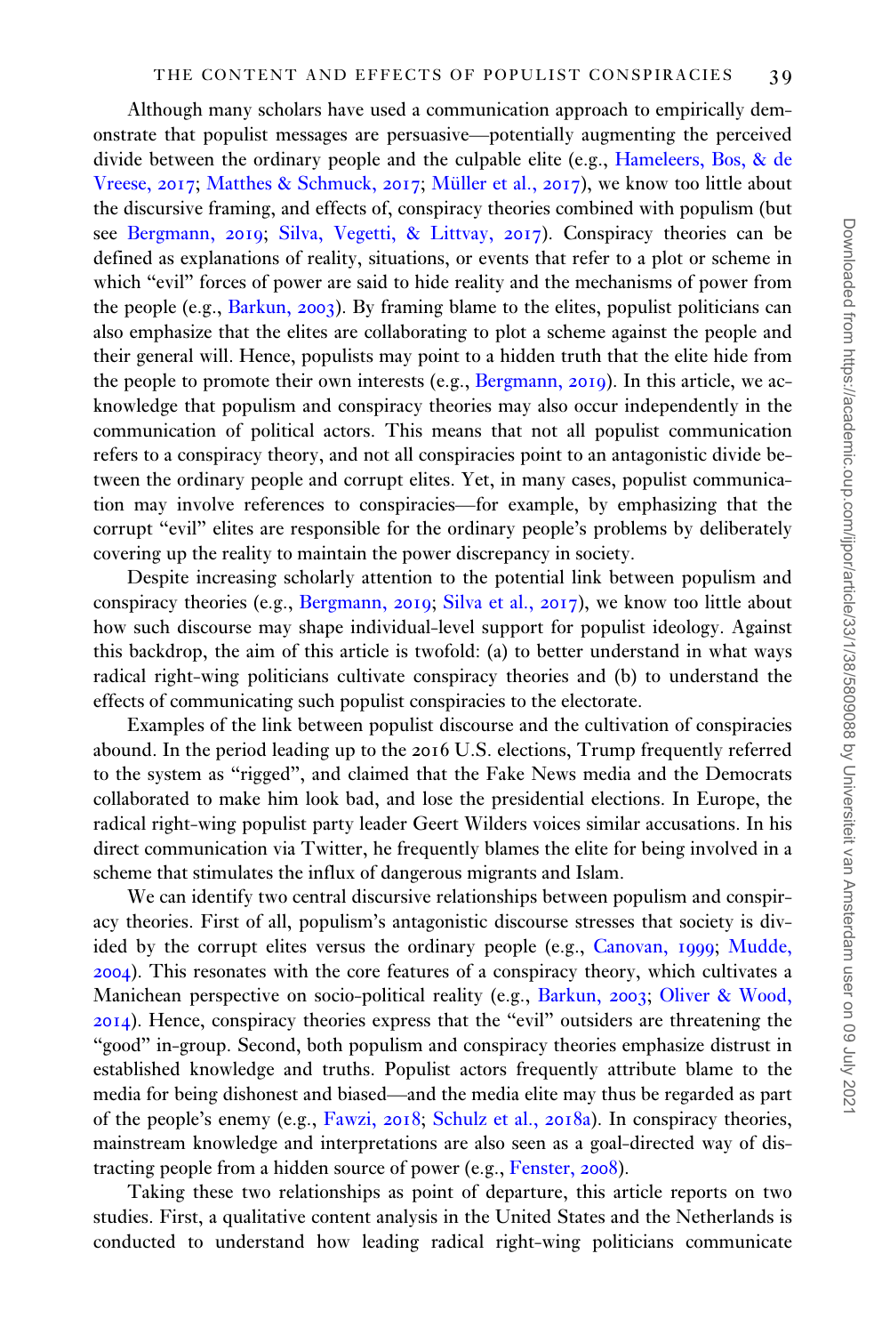Although many scholars have used a communication approach to empirically demonstrate that populist messages are persuasive—potentially augmenting the perceived divide between the ordinary people and the culpable elite (e.g., Hameleers, Bos, & de Vreese, 2017; Matthes & Schmuck, 2017; Müller et al., 2017), we know too little about the discursive framing, and effects of, conspiracy theories combined with populism (but see Bergmann, 2019; Silva, Vegetti, & Littvay, 2017). Conspiracy theories can be defined as explanations of reality, situations, or events that refer to a plot or scheme in which "evil" forces of power are said to hide reality and the mechanisms of power from the people (e.g., Barkun, 2003). By framing blame to the elites, populist politicians can also emphasize that the elites are collaborating to plot a scheme against the people and their general will. Hence, populists may point to a hidden truth that the elite hide from the people to promote their own interests (e.g., Bergmann, 2019). In this article, we acknowledge that populism and conspiracy theories may also occur independently in the communication of political actors. This means that not all populist communication refers to a conspiracy theory, and not all conspiracies point to an antagonistic divide between the ordinary people and corrupt elites. Yet, in many cases, populist communication may involve references to conspiracies—for example, by emphasizing that the corrupt "evil" elites are responsible for the ordinary people's problems by deliberately covering up the reality to maintain the power discrepancy in society.

Despite increasing scholarly attention to the potential link between populism and conspiracy theories (e.g., Bergmann, 2019; Silva et al., 2017), we know too little about how such discourse may shape individual-level support for populist ideology. Against this backdrop, the aim of this article is twofold: (a) to better understand in what ways radical right-wing politicians cultivate conspiracy theories and (b) to understand the effects of communicating such populist conspiracies to the electorate.

Examples of the link between populist discourse and the cultivation of conspiracies abound. In the period leading up to the 2016 U.S. elections, Trump frequently referred to the system as "rigged", and claimed that the Fake News media and the Democrats collaborated to make him look bad, and lose the presidential elections. In Europe, the radical right-wing populist party leader Geert Wilders voices similar accusations. In his direct communication via Twitter, he frequently blames the elite for being involved in a scheme that stimulates the influx of dangerous migrants and Islam.

We can identify two central discursive relationships between populism and conspiracy theories. First of all, populism's antagonistic discourse stresses that society is divided by the corrupt elites versus the ordinary people (e.g., Canovan, 1999; Mudde, 2004). This resonates with the core features of a conspiracy theory, which cultivates a Manichean perspective on socio-political reality (e.g., Barkun, 2003; Oliver & Wood, 2014). Hence, conspiracy theories express that the "evil" outsiders are threatening the "good" in-group. Second, both populism and conspiracy theories emphasize distrust in established knowledge and truths. Populist actors frequently attribute blame to the media for being dishonest and biased—and the media elite may thus be regarded as part of the people's enemy (e.g., Fawzi, 2018; Schulz et al., 2018a). In conspiracy theories, mainstream knowledge and interpretations are also seen as a goal-directed way of distracting people from a hidden source of power (e.g., Fenster, 2008).

Taking these two relationships as point of departure, this article reports on two studies. First, a qualitative content analysis in the United States and the Netherlands is conducted to understand how leading radical right-wing politicians communicate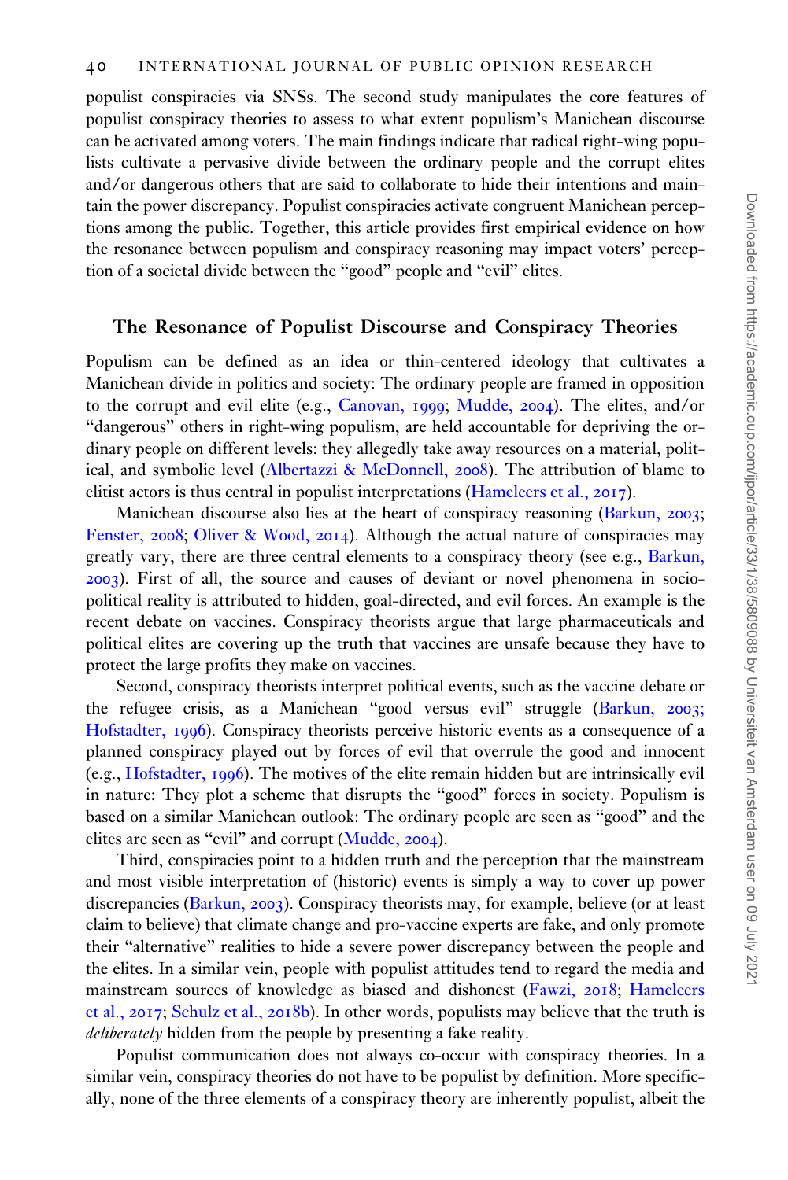populist conspiracies via SNSs. The second study manipulates the core features of populist conspiracy theories to assess to what extent populism's Manichean discourse can be activated among voters. The main findings indicate that radical right-wing populists cultivate a pervasive divide between the ordinary people and the corrupt elites and/or dangerous others that are said to collaborate to hide their intentions and maintain the power discrepancy. Populist conspiracies activate congruent Manichean perceptions among the public. Together, this article provides first empirical evidence on how the resonance between populism and conspiracy reasoning may impact voters' perception of a societal divide between the "good" people and "evil" elites.

## The Resonance of Populist Discourse and Conspiracy Theories

Populism can be defined as an idea or thin-centered ideology that cultivates a Manichean divide in politics and society: The ordinary people are framed in opposition to the corrupt and evil elite (e.g., Canovan, 1999; Mudde, 2004). The elites, and/or "dangerous" others in right-wing populism, are held accountable for depriving the ordinary people on different levels: they allegedly take away resources on a material, political, and symbolic level (Albertazzi & McDonnell, 2008). The attribution of blame to elitist actors is thus central in populist interpretations (Hameleers et al., 2017).

Manichean discourse also lies at the heart of conspiracy reasoning (Barkun, 2003; Fenster, 2008; Oliver & Wood, 2014). Although the actual nature of conspiracies may greatly vary, there are three central elements to a conspiracy theory (see e.g., Barkun, 2003). First of all, the source and causes of deviant or novel phenomena in socio-political reality is attributed to hidden, goal-directed, and evil forces. An example is the recent debate on vaccines. Conspiracy theorists argue that large pharmaceuticals and political elites are covering up the truth that vaccines are unsafe because they have to protect the large profits they make on vaccines.

Second, conspiracy theorists interpret political events, such as the vaccine debate or the refugee crisis, as a Manichean "good versus evil" struggle (Barkun, 2003; Hofstadter, 1996). Conspiracy theorists perceive historic events as a consequence of a planned conspiracy played out by forces of evil that overrule the good and innocent (e.g., Hofstadter, 1996). The motives of the elite remain hidden but are intrinsically evil in nature: They plot a scheme that disrupts the "good" forces in society. Populism is based on a similar Manichean outlook: The ordinary people are seen as "good" and the elites are seen as "evil" and corrupt (Mudde, 2004).

Third, conspiracies point to a hidden truth and the perception that the mainstream and most visible interpretation of (historic) events is simply a way to cover up power discrepancies (Barkun, 2003). Conspiracy theorists may, for example, believe (or at least claim to believe) that climate change and pro-vaccine experts are fake, and only promote their "alternative" realities to hide a severe power discrepancy between the people and the elites. In a similar vein, people with populist attitudes tend to regard the media and mainstream sources of knowledge as biased and dishonest (Fawzi, 2018; Hameleers et al., 2017; Schulz et al., 2018b). In other words, populists may believe that the truth is *deliberately* hidden from the people by presenting a fake reality.

Populist communication does not always co-occur with conspiracy theories. In a similar vein, conspiracy theories do not have to be populist by definition. More specifically, none of the three elements of a conspiracy theory are inherently populist, albeit the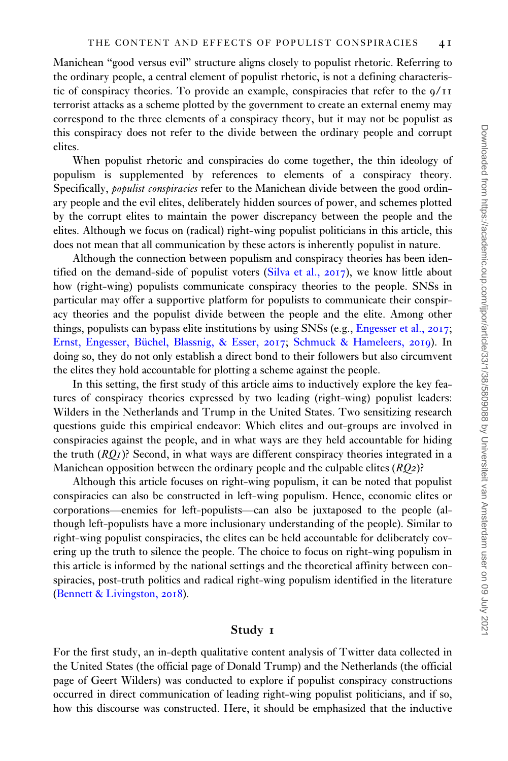Manichean "good versus evil" structure aligns closely to populist rhetoric. Referring to the ordinary people, a central element of populist rhetoric, is not a defining characteristic of conspiracy theories. To provide an example, conspiracies that refer to the 9/11 terrorist attacks as a scheme plotted by the government to create an external enemy may correspond to the three elements of a conspiracy theory, but it may not be populist as this conspiracy does not refer to the divide between the ordinary people and corrupt elites.

When populist rhetoric and conspiracies do come together, the thin ideology of populism is supplemented by references to elements of a conspiracy theory. Specifically, *populist conspiracies* refer to the Manichean divide between the good ordinary people and the evil elites, deliberately hidden sources of power, and schemes plotted by the corrupt elites to maintain the power discrepancy between the people and the elites. Although we focus on (radical) right-wing populist politicians in this article, this does not mean that all communication by these actors is inherently populist in nature.

Although the connection between populism and conspiracy theories has been identified on the demand-side of populist voters (Silva et al., 2017), we know little about how (right-wing) populists communicate conspiracy theories to the people. SNSs in particular may offer a supportive platform for populists to communicate their conspiracy theories and the populist divide between the people and the elite. Among other things, populists can bypass elite institutions by using SNSs (e.g., Engesser et al., 2017; Ernst, Engesser, Büchel, Blassnig, & Esser, 2017; Schmuck & Hameleers, 2019). In doing so, they do not only establish a direct bond to their followers but also circumvent the elites they hold accountable for plotting a scheme against the people.

In this setting, the first study of this article aims to inductively explore the key features of conspiracy theories expressed by two leading (right-wing) populist leaders: Wilders in the Netherlands and Trump in the United States. Two sensitizing research questions guide this empirical endeavor: Which elites and out-groups are involved in conspiracies against the people, and in what ways are they held accountable for hiding the truth (*RQ1*)? Second, in what ways are different conspiracy theories integrated in a Manichean opposition between the ordinary people and the culpable elites (*RQ2*)?

Although this article focuses on right-wing populism, it can be noted that populist conspiracies can also be constructed in left-wing populism. Hence, economic elites or corporations—enemies for left-populists—can also be juxtaposed to the people (although left-populists have a more inclusionary understanding of the people). Similar to right-wing populist conspiracies, the elites can be held accountable for deliberately covering up the truth to silence the people. The choice to focus on right-wing populism in this article is informed by the national settings and the theoretical affinity between conspiracies, post-truth politics and radical right-wing populism identified in the literature (Bennett & Livingston, 2018).

## Study 1

For the first study, an in-depth qualitative content analysis of Twitter data collected in the United States (the official page of Donald Trump) and the Netherlands (the official page of Geert Wilders) was conducted to explore if populist conspiracy constructions occurred in direct communication of leading right-wing populist politicians, and if so, how this discourse was constructed. Here, it should be emphasized that the inductive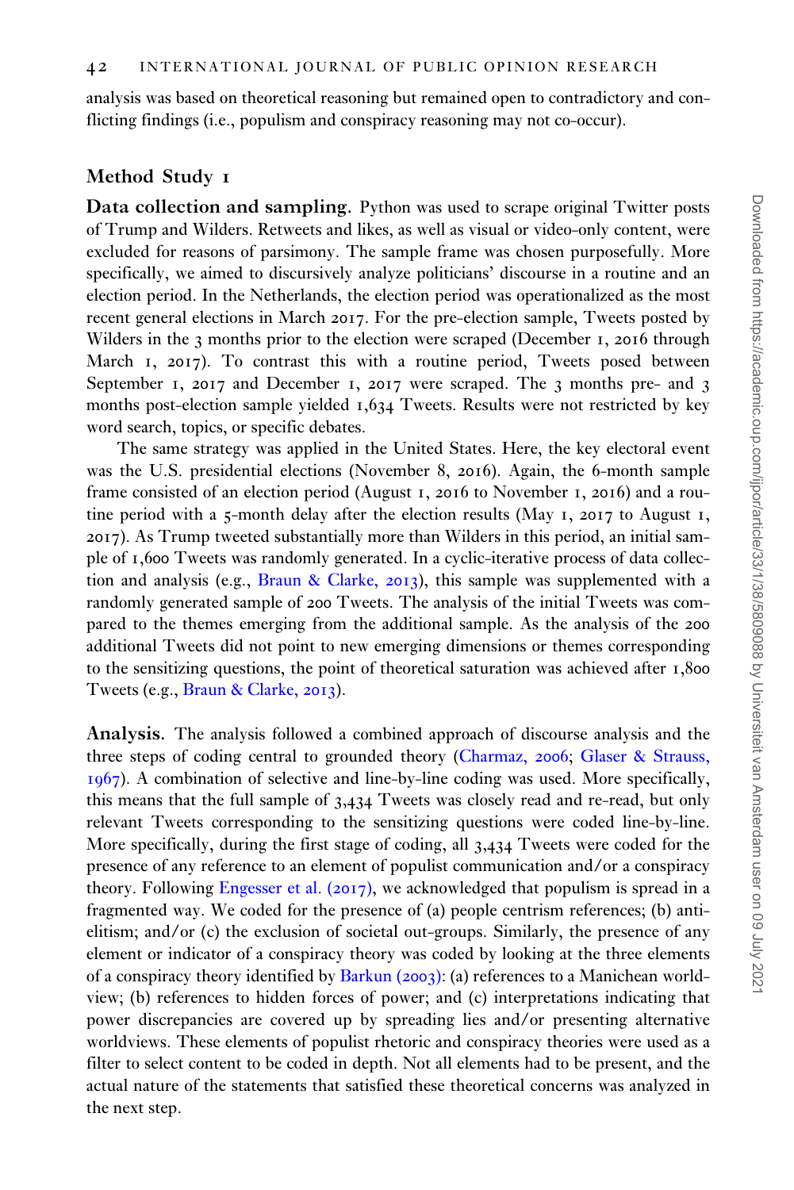analysis was based on theoretical reasoning but remained open to contradictory and conflicting findings (i.e., populism and conspiracy reasoning may not co-occur).

## Method Study 1

**Data collection and sampling.** Python was used to scrape original Twitter posts of Trump and Wilders. Retweets and likes, as well as visual or video-only content, were excluded for reasons of parsimony. The sample frame was chosen purposefully. More specifically, we aimed to discursively analyze politicians' discourse in a routine and an election period. In the Netherlands, the election period was operationalized as the most recent general elections in March 2017. For the pre-election sample, Tweets posted by Wilders in the 3 months prior to the election were scraped (December 1, 2016 through March 1, 2017). To contrast this with a routine period, Tweets posed between September 1, 2017 and December 1, 2017 were scraped. The 3 months pre- and 3 months post-election sample yielded 1,634 Tweets. Results were not restricted by key word search, topics, or specific debates.

The same strategy was applied in the United States. Here, the key electoral event was the U.S. presidential elections (November 8, 2016). Again, the 6-month sample frame consisted of an election period (August 1, 2016 to November 1, 2016) and a routine period with a 5-month delay after the election results (May 1, 2017 to August 1, 2017). As Trump tweeted substantially more than Wilders in this period, an initial sample of 1,600 Tweets was randomly generated. In a cyclic-iterative process of data collection and analysis (e.g., Braun & Clarke, 2013), this sample was supplemented with a randomly generated sample of 200 Tweets. The analysis of the initial Tweets was compared to the themes emerging from the additional sample. As the analysis of the 200 additional Tweets did not point to new emerging dimensions or themes corresponding to the sensitizing questions, the point of theoretical saturation was achieved after 1,800 Tweets (e.g., Braun & Clarke, 2013).

**Analysis.** The analysis followed a combined approach of discourse analysis and the three steps of coding central to grounded theory (Charmaz, 2006; Glaser & Strauss, 1967). A combination of selective and line-by-line coding was used. More specifically, this means that the full sample of 3,434 Tweets was closely read and re-read, but only relevant Tweets corresponding to the sensitizing questions were coded line-by-line. More specifically, during the first stage of coding, all 3,434 Tweets were coded for the presence of any reference to an element of populist communication and/or a conspiracy theory. Following Engesser et al. (2017), we acknowledged that populism is spread in a fragmented way. We coded for the presence of (a) people centrism references; (b) anti-elitism; and/or (c) the exclusion of societal out-groups. Similarly, the presence of any element or indicator of a conspiracy theory was coded by looking at the three elements of a conspiracy theory identified by Barkun (2003): (a) references to a Manichean worldview; (b) references to hidden forces of power; and (c) interpretations indicating that power discrepancies are covered up by spreading lies and/or presenting alternative worldviews. These elements of populist rhetoric and conspiracy theories were used as a filter to select content to be coded in depth. Not all elements had to be present, and the actual nature of the statements that satisfied these theoretical concerns was analyzed in the next step.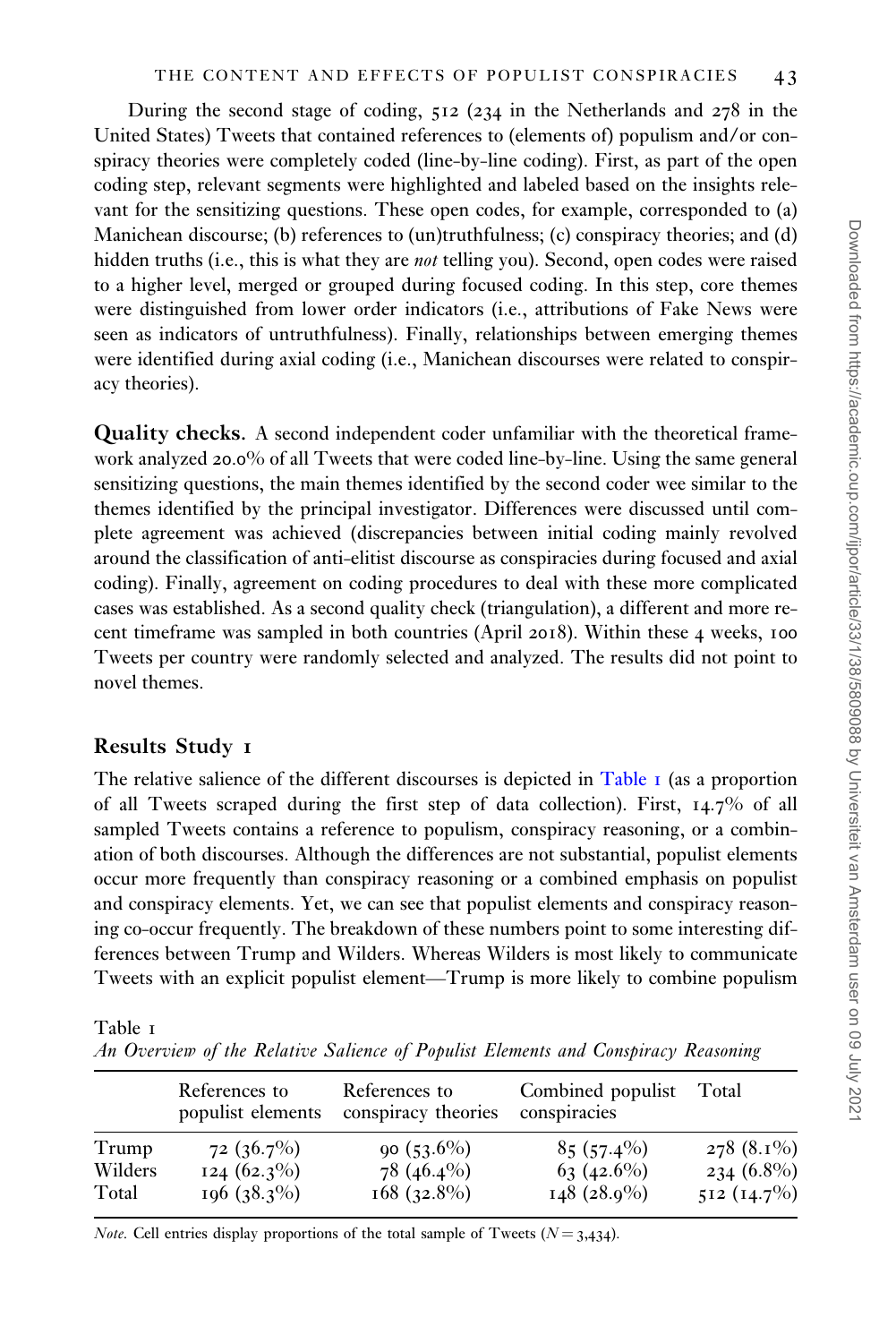During the second stage of coding, 512 (234 in the Netherlands and 278 in the United States) Tweets that contained references to (elements of) populism and/or conspiracy theories were completely coded (line-by-line coding). First, as part of the open coding step, relevant segments were highlighted and labeled based on the insights relevant for the sensitizing questions. These open codes, for example, corresponded to (a) Manichean discourse; (b) references to (un)truthfulness; (c) conspiracy theories; and (d) hidden truths (i.e., this is what they are *not* telling you). Second, open codes were raised to a higher level, merged or grouped during focused coding. In this step, core themes were distinguished from lower order indicators (i.e., attributions of Fake News were seen as indicators of untruthfulness). Finally, relationships between emerging themes were identified during axial coding (i.e., Manichean discourses were related to conspiracy theories).

**Quality checks.** A second independent coder unfamiliar with the theoretical framework analyzed 20.0% of all Tweets that were coded line-by-line. Using the same general sensitizing questions, the main themes identified by the second coder wee similar to the themes identified by the principal investigator. Differences were discussed until complete agreement was achieved (discrepancies between initial coding mainly revolved around the classification of anti-elitist discourse as conspiracies during focused and axial coding). Finally, agreement on coding procedures to deal with these more complicated cases was established. As a second quality check (triangulation), a different and more recent timeframe was sampled in both countries (April 2018). Within these 4 weeks, 100 Tweets per country were randomly selected and analyzed. The results did not point to novel themes.

## Results Study 1

The relative salience of the different discourses is depicted in Table 1 (as a proportion of all Tweets scraped during the first step of data collection). First, 14.7% of all sampled Tweets contains a reference to populism, conspiracy reasoning, or a combination of both discourses. Although the differences are not substantial, populist elements occur more frequently than conspiracy reasoning or a combined emphasis on populist and conspiracy elements. Yet, we can see that populist elements and conspiracy reasoning co-occur frequently. The breakdown of these numbers point to some interesting differences between Trump and Wilders. Whereas Wilders is most likely to communicate Tweets with an explicit populist element—Trump is more likely to combine populism

Table 1
*An Overview of the Relative Salience of Populist Elements and Conspiracy Reasoning*

| | References to populist elements | References to conspiracy theories | Combined populist conspiracies | Total |
|---|---|---|---|---|
| Trump | 72 (36.7%) | 90 (53.6%) | 85 (57.4%) | 278 (8.1%) |
| Wilders | 124 (62.3%) | 78 (46.4%) | 63 (42.6%) | 234 (6.8%) |
| Total | 196 (38.3%) | 168 (32.8%) | 148 (28.9%) | 512 (14.7%) |

*Note.* Cell entries display proportions of the total sample of Tweets ($N = 3{,}434$).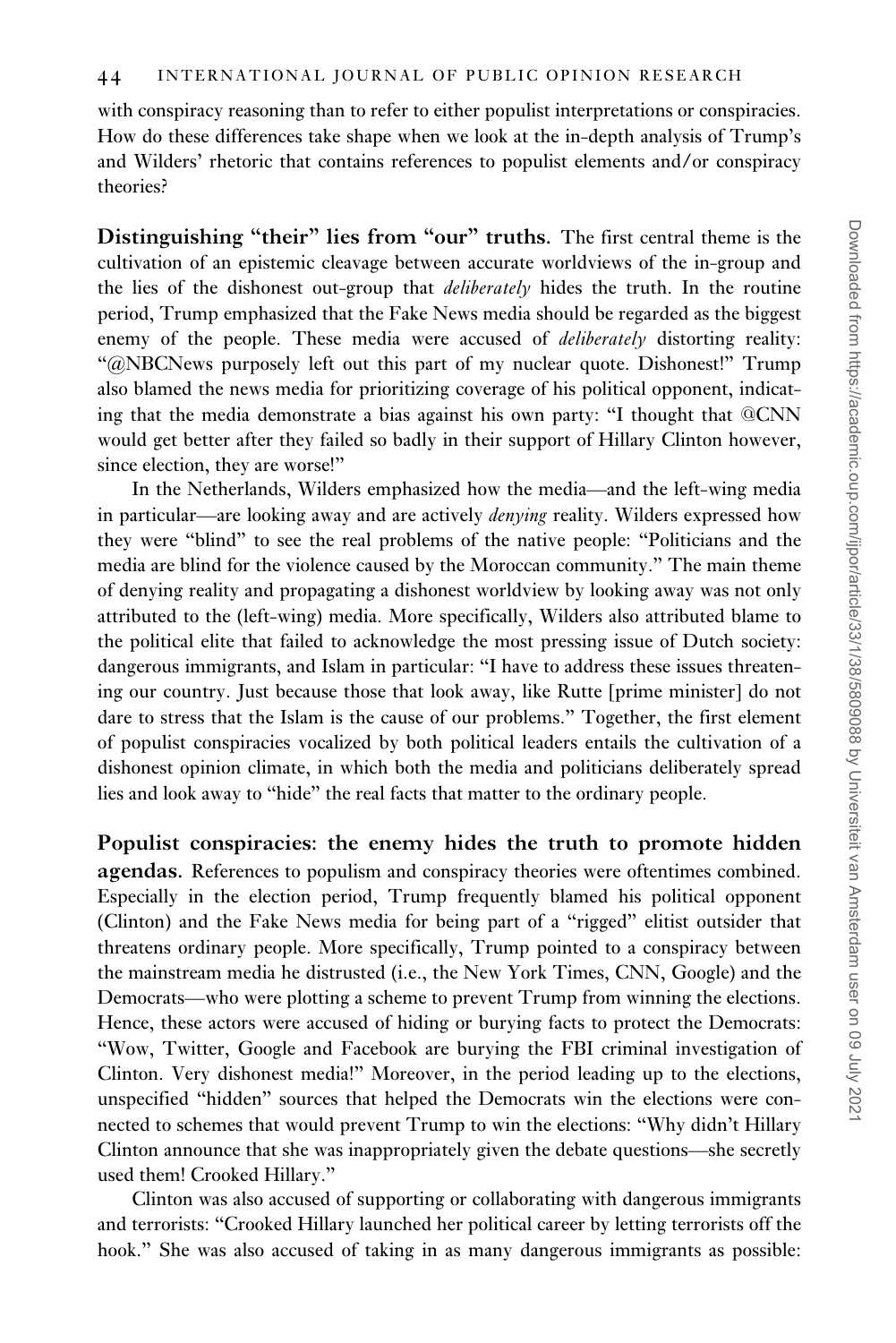with conspiracy reasoning than to refer to either populist interpretations or conspiracies. How do these differences take shape when we look at the in-depth analysis of Trump's and Wilders' rhetoric that contains references to populist elements and/or conspiracy theories?

**Distinguishing "their" lies from "our" truths.** The first central theme is the cultivation of an epistemic cleavage between accurate worldviews of the in-group and the lies of the dishonest out-group that *deliberately* hides the truth. In the routine period, Trump emphasized that the Fake News media should be regarded as the biggest enemy of the people. These media were accused of *deliberately* distorting reality: "@NBCNews purposely left out this part of my nuclear quote. Dishonest!" Trump also blamed the news media for prioritizing coverage of his political opponent, indicating that the media demonstrate a bias against his own party: "I thought that @CNN would get better after they failed so badly in their support of Hillary Clinton however, since election, they are worse!"

In the Netherlands, Wilders emphasized how the media—and the left-wing media in particular—are looking away and are actively *denying* reality. Wilders expressed how they were "blind" to see the real problems of the native people: "Politicians and the media are blind for the violence caused by the Moroccan community." The main theme of denying reality and propagating a dishonest worldview by looking away was not only attributed to the (left-wing) media. More specifically, Wilders also attributed blame to the political elite that failed to acknowledge the most pressing issue of Dutch society: dangerous immigrants, and Islam in particular: "I have to address these issues threatening our country. Just because those that look away, like Rutte [prime minister] do not dare to stress that the Islam is the cause of our problems." Together, the first element of populist conspiracies vocalized by both political leaders entails the cultivation of a dishonest opinion climate, in which both the media and politicians deliberately spread lies and look away to "hide" the real facts that matter to the ordinary people.

**Populist conspiracies: the enemy hides the truth to promote hidden agendas.** References to populism and conspiracy theories were oftentimes combined. Especially in the election period, Trump frequently blamed his political opponent (Clinton) and the Fake News media for being part of a "rigged" elitist outsider that threatens ordinary people. More specifically, Trump pointed to a conspiracy between the mainstream media he distrusted (i.e., the New York Times, CNN, Google) and the Democrats—who were plotting a scheme to prevent Trump from winning the elections. Hence, these actors were accused of hiding or burying facts to protect the Democrats: "Wow, Twitter, Google and Facebook are burying the FBI criminal investigation of Clinton. Very dishonest media!" Moreover, in the period leading up to the elections, unspecified "hidden" sources that helped the Democrats win the elections were connected to schemes that would prevent Trump to win the elections: "Why didn't Hillary Clinton announce that she was inappropriately given the debate questions—she secretly used them! Crooked Hillary."

Clinton was also accused of supporting or collaborating with dangerous immigrants and terrorists: "Crooked Hillary launched her political career by letting terrorists off the hook." She was also accused of taking in as many dangerous immigrants as possible: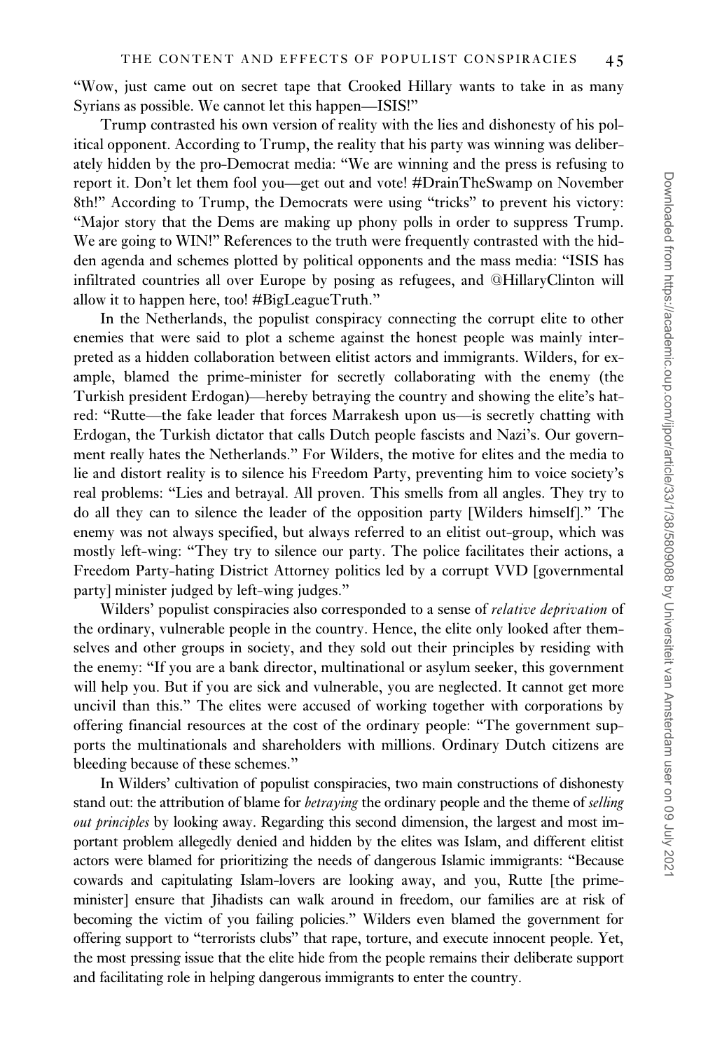"Wow, just came out on secret tape that Crooked Hillary wants to take in as many Syrians as possible. We cannot let this happen—ISIS!"

Trump contrasted his own version of reality with the lies and dishonesty of his political opponent. According to Trump, the reality that his party was winning was deliberately hidden by the pro-Democrat media: "We are winning and the press is refusing to report it. Don't let them fool you—get out and vote! #DrainTheSwamp on November 8th!" According to Trump, the Democrats were using "tricks" to prevent his victory: "Major story that the Dems are making up phony polls in order to suppress Trump. We are going to WIN!" References to the truth were frequently contrasted with the hidden agenda and schemes plotted by political opponents and the mass media: "ISIS has infiltrated countries all over Europe by posing as refugees, and @HillaryClinton will allow it to happen here, too! #BigLeagueTruth."

In the Netherlands, the populist conspiracy connecting the corrupt elite to other enemies that were said to plot a scheme against the honest people was mainly interpreted as a hidden collaboration between elitist actors and immigrants. Wilders, for example, blamed the prime-minister for secretly collaborating with the enemy (the Turkish president Erdogan)—hereby betraying the country and showing the elite's hatred: "Rutte—the fake leader that forces Marrakesh upon us—is secretly chatting with Erdogan, the Turkish dictator that calls Dutch people fascists and Nazi's. Our government really hates the Netherlands." For Wilders, the motive for elites and the media to lie and distort reality is to silence his Freedom Party, preventing him to voice society's real problems: "Lies and betrayal. All proven. This smells from all angles. They try to do all they can to silence the leader of the opposition party [Wilders himself]." The enemy was not always specified, but always referred to an elitist out-group, which was mostly left-wing: "They try to silence our party. The police facilitates their actions, a Freedom Party-hating District Attorney politics led by a corrupt VVD [governmental party] minister judged by left-wing judges."

Wilders' populist conspiracies also corresponded to a sense of *relative deprivation* of the ordinary, vulnerable people in the country. Hence, the elite only looked after themselves and other groups in society, and they sold out their principles by residing with the enemy: "If you are a bank director, multinational or asylum seeker, this government will help you. But if you are sick and vulnerable, you are neglected. It cannot get more uncivil than this." The elites were accused of working together with corporations by offering financial resources at the cost of the ordinary people: "The government supports the multinationals and shareholders with millions. Ordinary Dutch citizens are bleeding because of these schemes."

In Wilders' cultivation of populist conspiracies, two main constructions of dishonesty stand out: the attribution of blame for *betraying* the ordinary people and the theme of *selling out principles* by looking away. Regarding this second dimension, the largest and most important problem allegedly denied and hidden by the elites was Islam, and different elitist actors were blamed for prioritizing the needs of dangerous Islamic immigrants: "Because cowards and capitulating Islam-lovers are looking away, and you, Rutte [the prime-minister] ensure that Jihadists can walk around in freedom, our families are at risk of becoming the victim of you failing policies." Wilders even blamed the government for offering support to "terrorists clubs" that rape, torture, and execute innocent people. Yet, the most pressing issue that the elite hide from the people remains their deliberate support and facilitating role in helping dangerous immigrants to enter the country.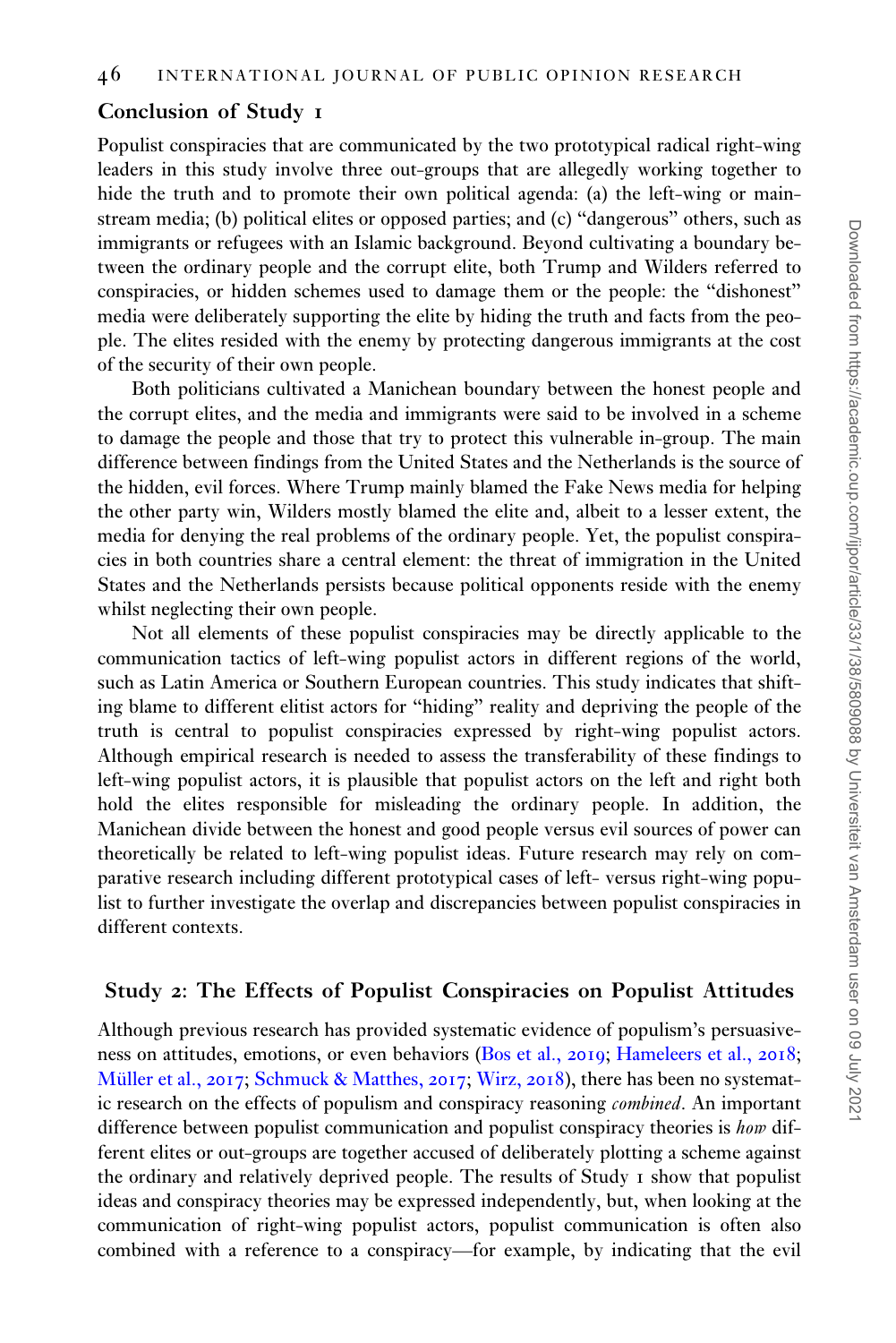### Conclusion of Study 1

Populist conspiracies that are communicated by the two prototypical radical right-wing leaders in this study involve three out-groups that are allegedly working together to hide the truth and to promote their own political agenda: (a) the left-wing or mainstream media; (b) political elites or opposed parties; and (c) "dangerous" others, such as immigrants or refugees with an Islamic background. Beyond cultivating a boundary between the ordinary people and the corrupt elite, both Trump and Wilders referred to conspiracies, or hidden schemes used to damage them or the people: the "dishonest" media were deliberately supporting the elite by hiding the truth and facts from the people. The elites resided with the enemy by protecting dangerous immigrants at the cost of the security of their own people.

Both politicians cultivated a Manichean boundary between the honest people and the corrupt elites, and the media and immigrants were said to be involved in a scheme to damage the people and those that try to protect this vulnerable in-group. The main difference between findings from the United States and the Netherlands is the source of the hidden, evil forces. Where Trump mainly blamed the Fake News media for helping the other party win, Wilders mostly blamed the elite and, albeit to a lesser extent, the media for denying the real problems of the ordinary people. Yet, the populist conspiracies in both countries share a central element: the threat of immigration in the United States and the Netherlands persists because political opponents reside with the enemy whilst neglecting their own people.

Not all elements of these populist conspiracies may be directly applicable to the communication tactics of left-wing populist actors in different regions of the world, such as Latin America or Southern European countries. This study indicates that shifting blame to different elitist actors for "hiding" reality and depriving the people of the truth is central to populist conspiracies expressed by right-wing populist actors. Although empirical research is needed to assess the transferability of these findings to left-wing populist actors, it is plausible that populist actors on the left and right both hold the elites responsible for misleading the ordinary people. In addition, the Manichean divide between the honest and good people versus evil sources of power can theoretically be related to left-wing populist ideas. Future research may rely on comparative research including different prototypical cases of left- versus right-wing populist to further investigate the overlap and discrepancies between populist conspiracies in different contexts.

## Study 2: The Effects of Populist Conspiracies on Populist Attitudes

Although previous research has provided systematic evidence of populism's persuasiveness on attitudes, emotions, or even behaviors (Bos et al., 2019; Hameleers et al., 2018; Müller et al., 2017; Schmuck & Matthes, 2017; Wirz, 2018), there has been no systematic research on the effects of populism and conspiracy reasoning *combined*. An important difference between populist communication and populist conspiracy theories is *how* different elites or out-groups are together accused of deliberately plotting a scheme against the ordinary and relatively deprived people. The results of Study 1 show that populist ideas and conspiracy theories may be expressed independently, but, when looking at the communication of right-wing populist actors, populist communication is often also combined with a reference to a conspiracy—for example, by indicating that the evil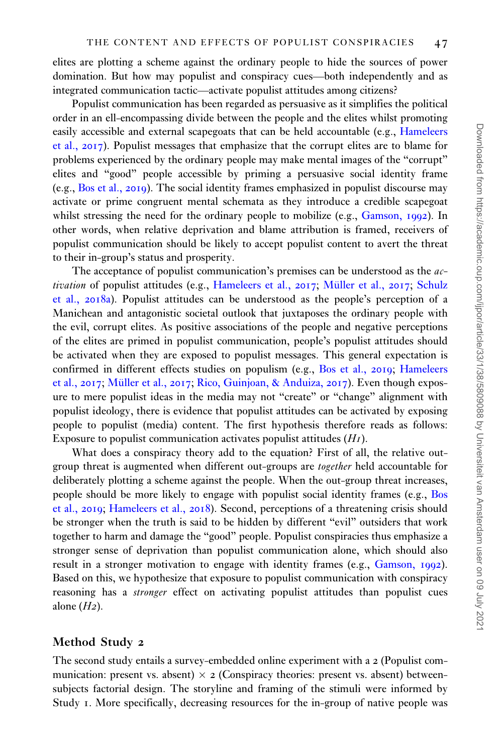elites are plotting a scheme against the ordinary people to hide the sources of power domination. But how may populist and conspiracy cues—both independently and as integrated communication tactic—activate populist attitudes among citizens?

Populist communication has been regarded as persuasive as it simplifies the political order in an ell-encompassing divide between the people and the elites whilst promoting easily accessible and external scapegoats that can be held accountable (e.g., Hameleers et al., 2017). Populist messages that emphasize that the corrupt elites are to blame for problems experienced by the ordinary people may make mental images of the "corrupt" elites and "good" people accessible by priming a persuasive social identity frame (e.g., Bos et al., 2019). The social identity frames emphasized in populist discourse may activate or prime congruent mental schemata as they introduce a credible scapegoat whilst stressing the need for the ordinary people to mobilize (e.g., Gamson, 1992). In other words, when relative deprivation and blame attribution is framed, receivers of populist communication should be likely to accept populist content to avert the threat to their in-group's status and prosperity.

The acceptance of populist communication's premises can be understood as the *activation* of populist attitudes (e.g., Hameleers et al., 2017; Müller et al., 2017; Schulz et al., 2018a). Populist attitudes can be understood as the people's perception of a Manichean and antagonistic societal outlook that juxtaposes the ordinary people with the evil, corrupt elites. As positive associations of the people and negative perceptions of the elites are primed in populist communication, people's populist attitudes should be activated when they are exposed to populist messages. This general expectation is confirmed in different effects studies on populism (e.g., Bos et al., 2019; Hameleers et al., 2017; Müller et al., 2017; Rico, Guinjoan, & Anduiza, 2017). Even though exposure to mere populist ideas in the media may not "create" or "change" alignment with populist ideology, there is evidence that populist attitudes can be activated by exposing people to populist (media) content. The first hypothesis therefore reads as follows: Exposure to populist communication activates populist attitudes (*H1*).

What does a conspiracy theory add to the equation? First of all, the relative out-group threat is augmented when different out-groups are *together* held accountable for deliberately plotting a scheme against the people. When the out-group threat increases, people should be more likely to engage with populist social identity frames (e.g., Bos et al., 2019; Hameleers et al., 2018). Second, perceptions of a threatening crisis should be stronger when the truth is said to be hidden by different "evil" outsiders that work together to harm and damage the "good" people. Populist conspiracies thus emphasize a stronger sense of deprivation than populist communication alone, which should also result in a stronger motivation to engage with identity frames (e.g., Gamson, 1992). Based on this, we hypothesize that exposure to populist communication with conspiracy reasoning has a *stronger* effect on activating populist attitudes than populist cues alone (*H2*).

## Method Study 2

The second study entails a survey-embedded online experiment with a 2 (Populist communication: present vs. absent) $\times$ 2 (Conspiracy theories: present vs. absent) between-subjects factorial design. The storyline and framing of the stimuli were informed by Study 1. More specifically, decreasing resources for the in-group of native people was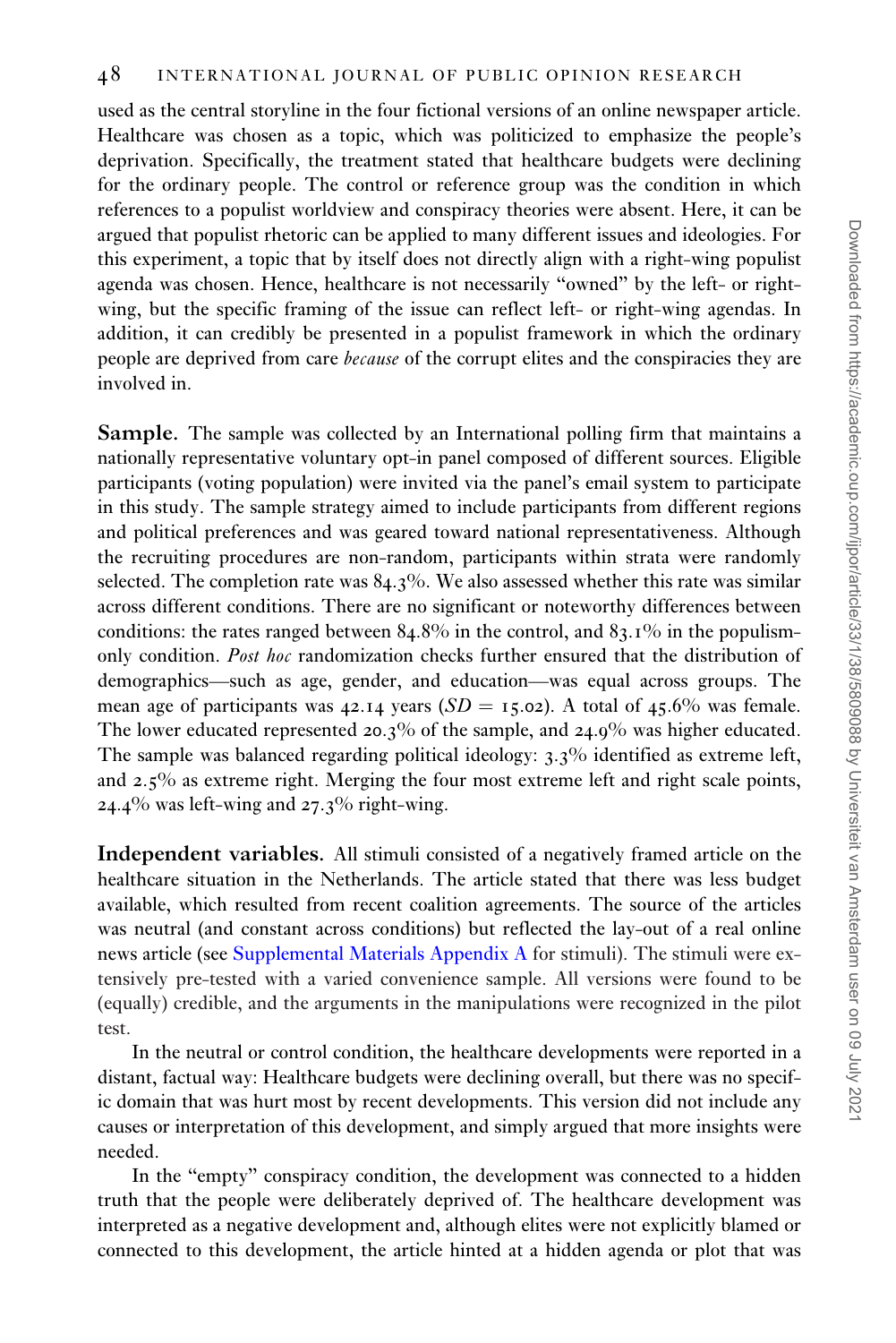used as the central storyline in the four fictional versions of an online newspaper article. Healthcare was chosen as a topic, which was politicized to emphasize the people's deprivation. Specifically, the treatment stated that healthcare budgets were declining for the ordinary people. The control or reference group was the condition in which references to a populist worldview and conspiracy theories were absent. Here, it can be argued that populist rhetoric can be applied to many different issues and ideologies. For this experiment, a topic that by itself does not directly align with a right-wing populist agenda was chosen. Hence, healthcare is not necessarily "owned" by the left- or right-wing, but the specific framing of the issue can reflect left- or right-wing agendas. In addition, it can credibly be presented in a populist framework in which the ordinary people are deprived from care *because* of the corrupt elites and the conspiracies they are involved in.

**Sample.** The sample was collected by an International polling firm that maintains a nationally representative voluntary opt-in panel composed of different sources. Eligible participants (voting population) were invited via the panel's email system to participate in this study. The sample strategy aimed to include participants from different regions and political preferences and was geared toward national representativeness. Although the recruiting procedures are non-random, participants within strata were randomly selected. The completion rate was 84.3%. We also assessed whether this rate was similar across different conditions. There are no significant or noteworthy differences between conditions: the rates ranged between 84.8% in the control, and 83.1% in the populism-only condition. *Post hoc* randomization checks further ensured that the distribution of demographics—such as age, gender, and education—was equal across groups. The mean age of participants was 42.14 years ($SD = 15.02$). A total of 45.6% was female. The lower educated represented 20.3% of the sample, and 24.9% was higher educated. The sample was balanced regarding political ideology: 3.3% identified as extreme left, and 2.5% as extreme right. Merging the four most extreme left and right scale points, 24.4% was left-wing and 27.3% right-wing.

**Independent variables.** All stimuli consisted of a negatively framed article on the healthcare situation in the Netherlands. The article stated that there was less budget available, which resulted from recent coalition agreements. The source of the articles was neutral (and constant across conditions) but reflected the lay-out of a real online news article (see Supplemental Materials Appendix A for stimuli). The stimuli were extensively pre-tested with a varied convenience sample. All versions were found to be (equally) credible, and the arguments in the manipulations were recognized in the pilot test.

In the neutral or control condition, the healthcare developments were reported in a distant, factual way: Healthcare budgets were declining overall, but there was no specific domain that was hurt most by recent developments. This version did not include any causes or interpretation of this development, and simply argued that more insights were needed.

In the "empty" conspiracy condition, the development was connected to a hidden truth that the people were deliberately deprived of. The healthcare development was interpreted as a negative development and, although elites were not explicitly blamed or connected to this development, the article hinted at a hidden agenda or plot that was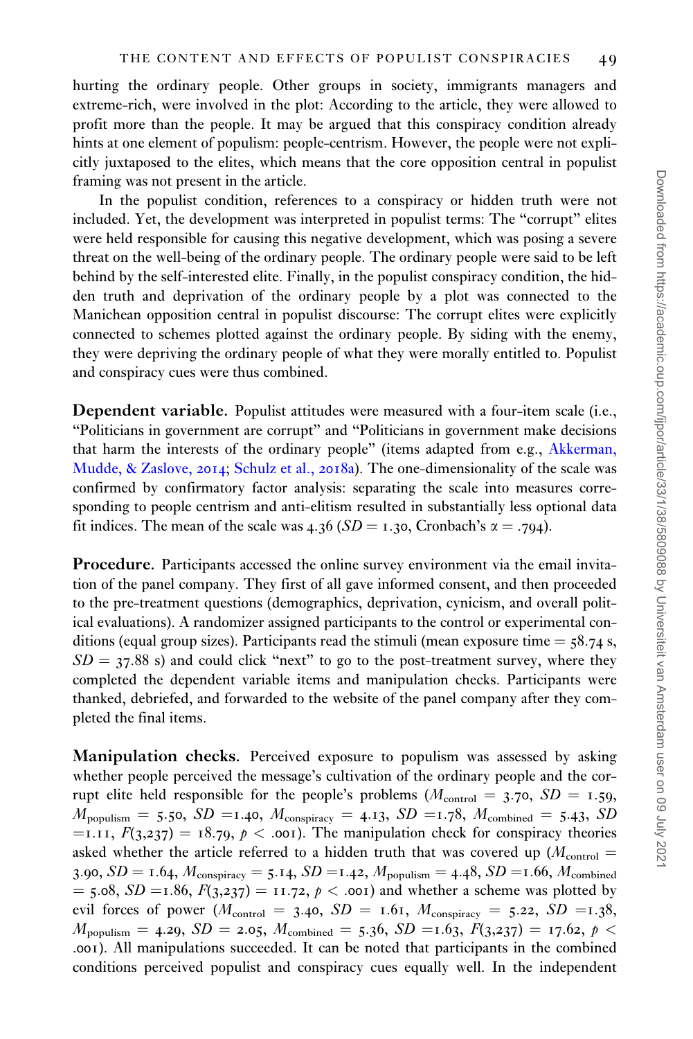hurting the ordinary people. Other groups in society, immigrants managers and extreme-rich, were involved in the plot: According to the article, they were allowed to profit more than the people. It may be argued that this conspiracy condition already hints at one element of populism: people-centrism. However, the people were not explicitly juxtaposed to the elites, which means that the core opposition central in populist framing was not present in the article.

In the populist condition, references to a conspiracy or hidden truth were not included. Yet, the development was interpreted in populist terms: The "corrupt" elites were held responsible for causing this negative development, which was posing a severe threat on the well-being of the ordinary people. The ordinary people were said to be left behind by the self-interested elite. Finally, in the populist conspiracy condition, the hidden truth and deprivation of the ordinary people by a plot was connected to the Manichean opposition central in populist discourse: The corrupt elites were explicitly connected to schemes plotted against the ordinary people. By siding with the enemy, they were depriving the ordinary people of what they were morally entitled to. Populist and conspiracy cues were thus combined.

**Dependent variable.** Populist attitudes were measured with a four-item scale (i.e., "Politicians in government are corrupt" and "Politicians in government make decisions that harm the interests of the ordinary people" (items adapted from e.g., Akkerman, Mudde, & Zaslove, 2014; Schulz et al., 2018a). The one-dimensionality of the scale was confirmed by confirmatory factor analysis: separating the scale into measures corresponding to people centrism and anti-elitism resulted in substantially less optional data fit indices. The mean of the scale was 4.36 ($SD = 1.30$, Cronbach's $\alpha = .794$).

**Procedure.** Participants accessed the online survey environment via the email invitation of the panel company. They first of all gave informed consent, and then proceeded to the pre-treatment questions (demographics, deprivation, cynicism, and overall political evaluations). A randomizer assigned participants to the control or experimental conditions (equal group sizes). Participants read the stimuli (mean exposure time = 58.74 s, $SD = 37.88$ s) and could click "next" to go to the post-treatment survey, where they completed the dependent variable items and manipulation checks. Participants were thanked, debriefed, and forwarded to the website of the panel company after they completed the final items.

**Manipulation checks.** Perceived exposure to populism was assessed by asking whether people perceived the message's cultivation of the ordinary people and the corrupt elite held responsible for the people's problems ($M_{\text{control}} = 3.70$, $SD = 1.59$, $M_{\text{populism}} = 5.50$, $SD = 1.40$, $M_{\text{conspiracy}} = 4.13$, $SD = 1.78$, $M_{\text{combined}} = 5.43$, $SD = 1.11$, $F(3,237) = 18.79$, $p < .001$). The manipulation check for conspiracy theories asked whether the article referred to a hidden truth that was covered up ($M_{\text{control}} = 3.90$, $SD = 1.64$, $M_{\text{conspiracy}} = 5.14$, $SD = 1.42$, $M_{\text{populism}} = 4.48$, $SD = 1.66$, $M_{\text{combined}} = 5.08$, $SD = 1.86$, $F(3,237) = 11.72$, $p < .001$) and whether a scheme was plotted by evil forces of power ($M_{\text{control}} = 3.40$, $SD = 1.61$, $M_{\text{conspiracy}} = 5.22$, $SD = 1.38$, $M_{\text{populism}} = 4.29$, $SD = 2.05$, $M_{\text{combined}} = 5.36$, $SD = 1.63$, $F(3,237) = 17.62$, $p < .001$). All manipulations succeeded. It can be noted that participants in the combined conditions perceived populist and conspiracy cues equally well. In the independent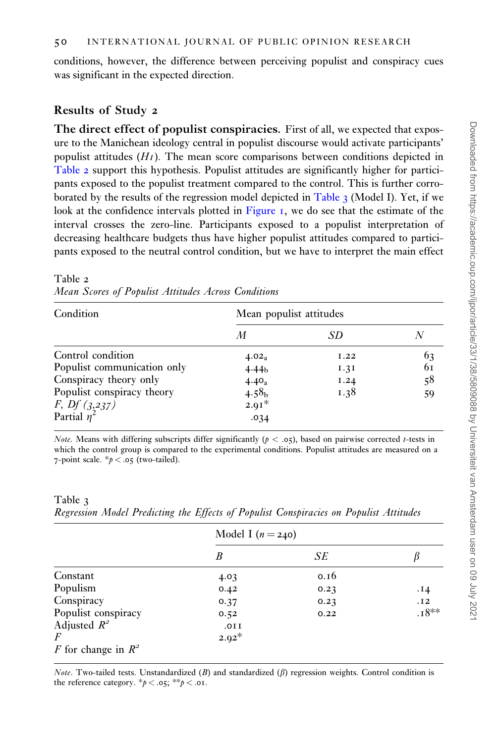conditions, however, the difference between perceiving populist and conspiracy cues was significant in the expected direction.

## Results of Study 2

**The direct effect of populist conspiracies.** First of all, we expected that exposure to the Manichean ideology central in populist discourse would activate participants' populist attitudes (*H1*). The mean score comparisons between conditions depicted in Table 2 support this hypothesis. Populist attitudes are significantly higher for participants exposed to the populist treatment compared to the control. This is further corroborated by the results of the regression model depicted in Table 3 (Model I). Yet, if we look at the confidence intervals plotted in Figure 1, we do see that the estimate of the interval crosses the zero-line. Participants exposed to a populist interpretation of decreasing healthcare budgets thus have higher populist attitudes compared to participants exposed to the neutral control condition, but we have to interpret the main effect

Table 2
*Mean Scores of Populist Attitudes Across Conditions*

| Condition | Mean populist attitudes | | |
|---|---|---|---|
| | *M* | *SD* | *N* |
| Control condition | $4.02_a$ | 1.22 | 63 |
| Populist communication only | $4.44_b$ | 1.31 | 61 |
| Conspiracy theory only | $4.40_a$ | 1.24 | 58 |
| Populist conspiracy theory | $4.58_b$ | 1.38 | 59 |
| *F, Df (3,237)* | $2.91^{*}$ | | |
| Partial $\eta^2$ | .034 | | |

*Note.* Means with differing subscripts differ significantly ($p < .05$), based on pairwise corrected *t*-tests in which the control group is compared to the experimental conditions. Populist attitudes are measured on a 7-point scale. $^{*}p < .05$ (two-tailed).

Table 3
*Regression Model Predicting the Effects of Populist Conspiracies on Populist Attitudes*

| | Model I ($n = 240$) | | |
|---|---|---|---|
| | *B* | *SE* | $\beta$ |
| Constant | 4.03 | 0.16 | |
| Populism | 0.42 | 0.23 | .14 |
| Conspiracy | 0.37 | 0.23 | .12 |
| Populist conspiracy | 0.52 | 0.22 | $.18^{**}$ |
| Adjusted $R^2$ | .011 | | |
| *F* | $2.92^{*}$ | | |
| *F* for change in $R^2$ | | | |

*Note*. Two-tailed tests. Unstandardized (*B*) and standardized ($\beta$) regression weights. Control condition is the reference category. $^{*}p < .05$; $^{**}p < .01$.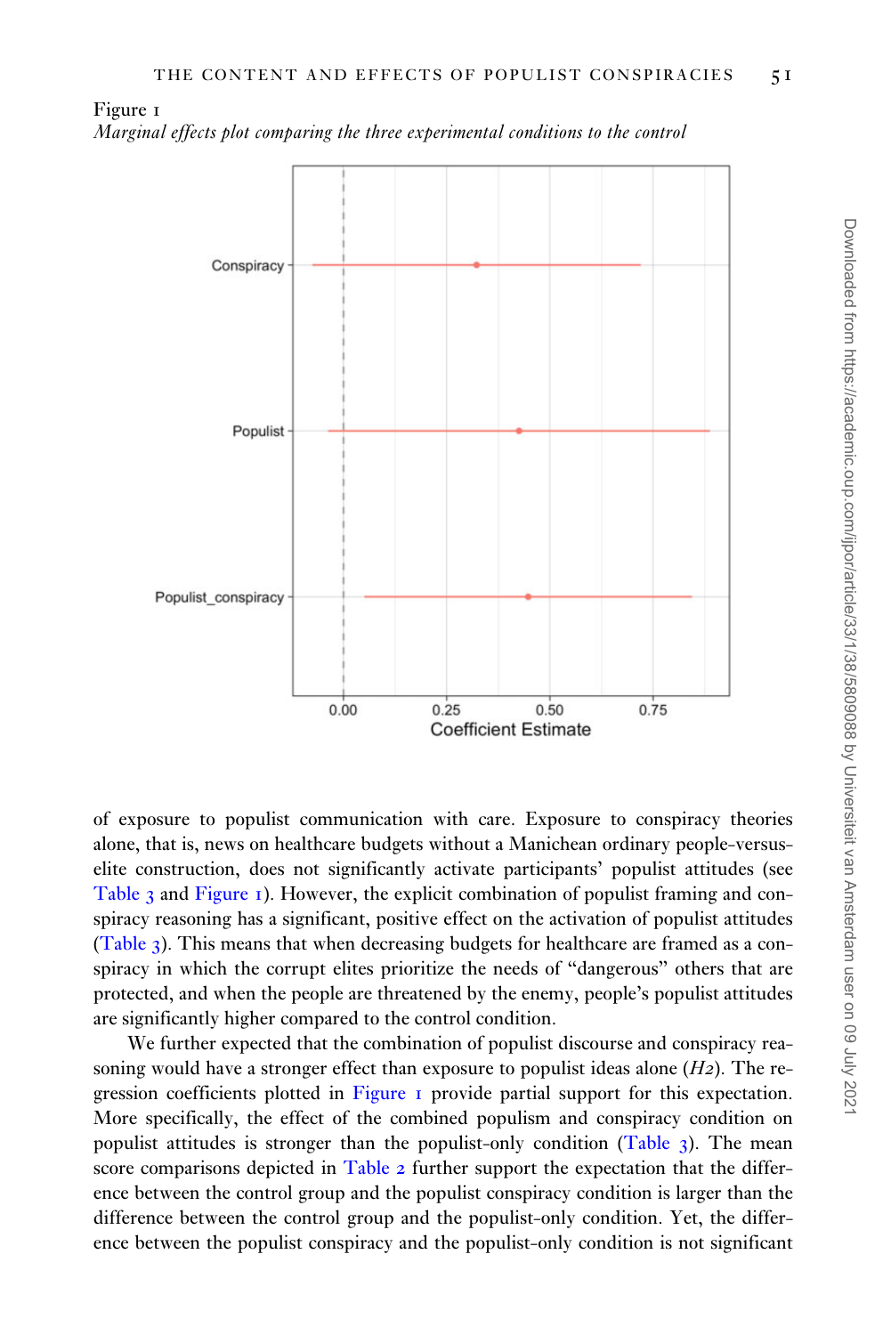Figure 1

*Marginal effects plot comparing the three experimental conditions to the control*

of exposure to populist communication with care. Exposure to conspiracy theories alone, that is, news on healthcare budgets without a Manichean ordinary people-versus-elite construction, does not significantly activate participants' populist attitudes (see Table 3 and Figure 1). However, the explicit combination of populist framing and conspiracy reasoning has a significant, positive effect on the activation of populist attitudes (Table 3). This means that when decreasing budgets for healthcare are framed as a conspiracy in which the corrupt elites prioritize the needs of "dangerous" others that are protected, and when the people are threatened by the enemy, people's populist attitudes are significantly higher compared to the control condition.

We further expected that the combination of populist discourse and conspiracy reasoning would have a stronger effect than exposure to populist ideas alone (*H2*). The regression coefficients plotted in Figure 1 provide partial support for this expectation. More specifically, the effect of the combined populism and conspiracy condition on populist attitudes is stronger than the populist-only condition (Table 3). The mean score comparisons depicted in Table 2 further support the expectation that the difference between the control group and the populist conspiracy condition is larger than the difference between the control group and the populist-only condition. Yet, the difference between the populist conspiracy and the populist-only condition is not significant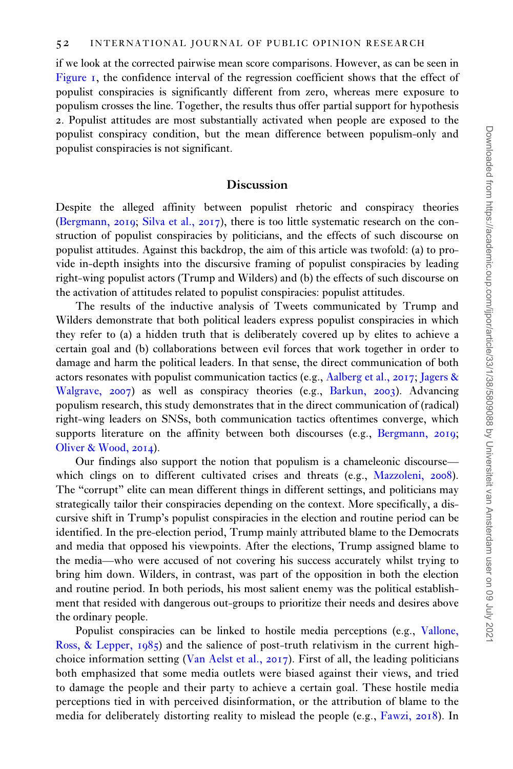if we look at the corrected pairwise mean score comparisons. However, as can be seen in Figure 1, the confidence interval of the regression coefficient shows that the effect of populist conspiracies is significantly different from zero, whereas mere exposure to populism crosses the line. Together, the results thus offer partial support for hypothesis 2. Populist attitudes are most substantially activated when people are exposed to the populist conspiracy condition, but the mean difference between populism-only and populist conspiracies is not significant.

## Discussion

Despite the alleged affinity between populist rhetoric and conspiracy theories (Bergmann, 2019; Silva et al., 2017), there is too little systematic research on the construction of populist conspiracies by politicians, and the effects of such discourse on populist attitudes. Against this backdrop, the aim of this article was twofold: (a) to provide in-depth insights into the discursive framing of populist conspiracies by leading right-wing populist actors (Trump and Wilders) and (b) the effects of such discourse on the activation of attitudes related to populist conspiracies: populist attitudes.

The results of the inductive analysis of Tweets communicated by Trump and Wilders demonstrate that both political leaders express populist conspiracies in which they refer to (a) a hidden truth that is deliberately covered up by elites to achieve a certain goal and (b) collaborations between evil forces that work together in order to damage and harm the political leaders. In that sense, the direct communication of both actors resonates with populist communication tactics (e.g., Aalberg et al., 2017; Jagers & Walgrave, 2007) as well as conspiracy theories (e.g., Barkun, 2003). Advancing populism research, this study demonstrates that in the direct communication of (radical) right-wing leaders on SNSs, both communication tactics oftentimes converge, which supports literature on the affinity between both discourses (e.g., Bergmann, 2019; Oliver & Wood, 2014).

Our findings also support the notion that populism is a chameleonic discourse—which clings on to different cultivated crises and threats (e.g., Mazzoleni, 2008). The "corrupt" elite can mean different things in different settings, and politicians may strategically tailor their conspiracies depending on the context. More specifically, a discursive shift in Trump's populist conspiracies in the election and routine period can be identified. In the pre-election period, Trump mainly attributed blame to the Democrats and media that opposed his viewpoints. After the elections, Trump assigned blame to the media—who were accused of not covering his success accurately whilst trying to bring him down. Wilders, in contrast, was part of the opposition in both the election and routine period. In both periods, his most salient enemy was the political establishment that resided with dangerous out-groups to prioritize their needs and desires above the ordinary people.

Populist conspiracies can be linked to hostile media perceptions (e.g., Vallone, Ross, & Lepper, 1985) and the salience of post-truth relativism in the current high-choice information setting (Van Aelst et al., 2017). First of all, the leading politicians both emphasized that some media outlets were biased against their views, and tried to damage the people and their party to achieve a certain goal. These hostile media perceptions tied in with perceived disinformation, or the attribution of blame to the media for deliberately distorting reality to mislead the people (e.g., Fawzi, 2018). In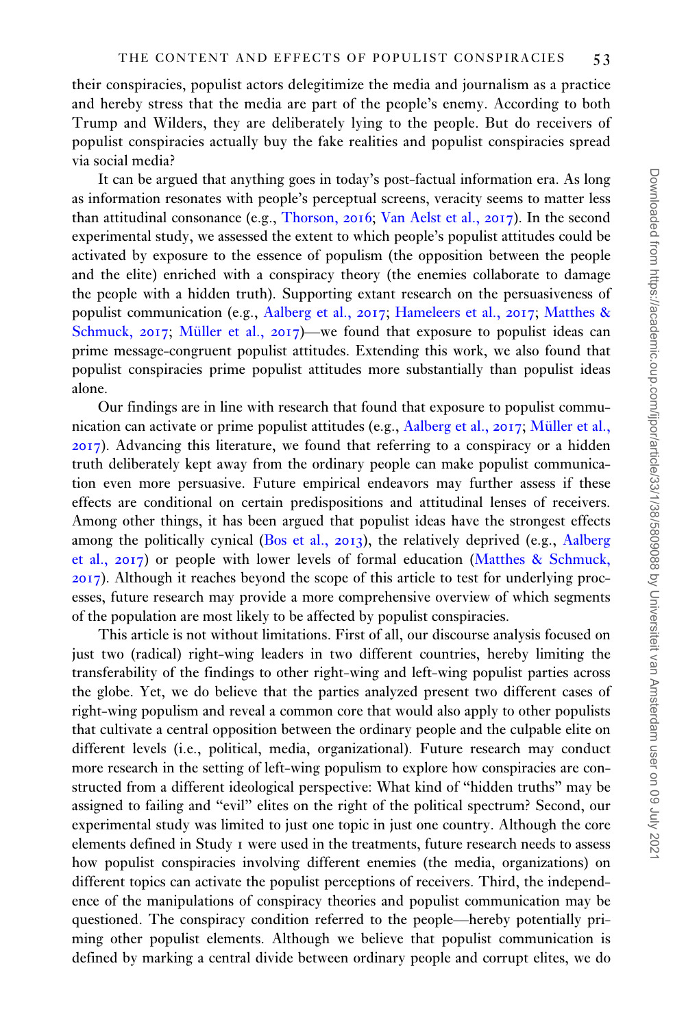their conspiracies, populist actors delegitimize the media and journalism as a practice and hereby stress that the media are part of the people's enemy. According to both Trump and Wilders, they are deliberately lying to the people. But do receivers of populist conspiracies actually buy the fake realities and populist conspiracies spread via social media?

It can be argued that anything goes in today's post-factual information era. As long as information resonates with people's perceptual screens, veracity seems to matter less than attitudinal consonance (e.g., Thorson, 2016; Van Aelst et al., 2017). In the second experimental study, we assessed the extent to which people's populist attitudes could be activated by exposure to the essence of populism (the opposition between the people and the elite) enriched with a conspiracy theory (the enemies collaborate to damage the people with a hidden truth). Supporting extant research on the persuasiveness of populist communication (e.g., Aalberg et al., 2017; Hameleers et al., 2017; Matthes & Schmuck, 2017; Müller et al., 2017)—we found that exposure to populist ideas can prime message-congruent populist attitudes. Extending this work, we also found that populist conspiracies prime populist attitudes more substantially than populist ideas alone.

Our findings are in line with research that found that exposure to populist communication can activate or prime populist attitudes (e.g., Aalberg et al., 2017; Müller et al., 2017). Advancing this literature, we found that referring to a conspiracy or a hidden truth deliberately kept away from the ordinary people can make populist communication even more persuasive. Future empirical endeavors may further assess if these effects are conditional on certain predispositions and attitudinal lenses of receivers. Among other things, it has been argued that populist ideas have the strongest effects among the politically cynical (Bos et al., 2013), the relatively deprived (e.g., Aalberg et al., 2017) or people with lower levels of formal education (Matthes & Schmuck, 2017). Although it reaches beyond the scope of this article to test for underlying processes, future research may provide a more comprehensive overview of which segments of the population are most likely to be affected by populist conspiracies.

This article is not without limitations. First of all, our discourse analysis focused on just two (radical) right-wing leaders in two different countries, hereby limiting the transferability of the findings to other right-wing and left-wing populist parties across the globe. Yet, we do believe that the parties analyzed present two different cases of right-wing populism and reveal a common core that would also apply to other populists that cultivate a central opposition between the ordinary people and the culpable elite on different levels (i.e., political, media, organizational). Future research may conduct more research in the setting of left-wing populism to explore how conspiracies are constructed from a different ideological perspective: What kind of "hidden truths" may be assigned to failing and "evil" elites on the right of the political spectrum? Second, our experimental study was limited to just one topic in just one country. Although the core elements defined in Study 1 were used in the treatments, future research needs to assess how populist conspiracies involving different enemies (the media, organizations) on different topics can activate the populist perceptions of receivers. Third, the independence of the manipulations of conspiracy theories and populist communication may be questioned. The conspiracy condition referred to the people—hereby potentially priming other populist elements. Although we believe that populist communication is defined by marking a central divide between ordinary people and corrupt elites, we do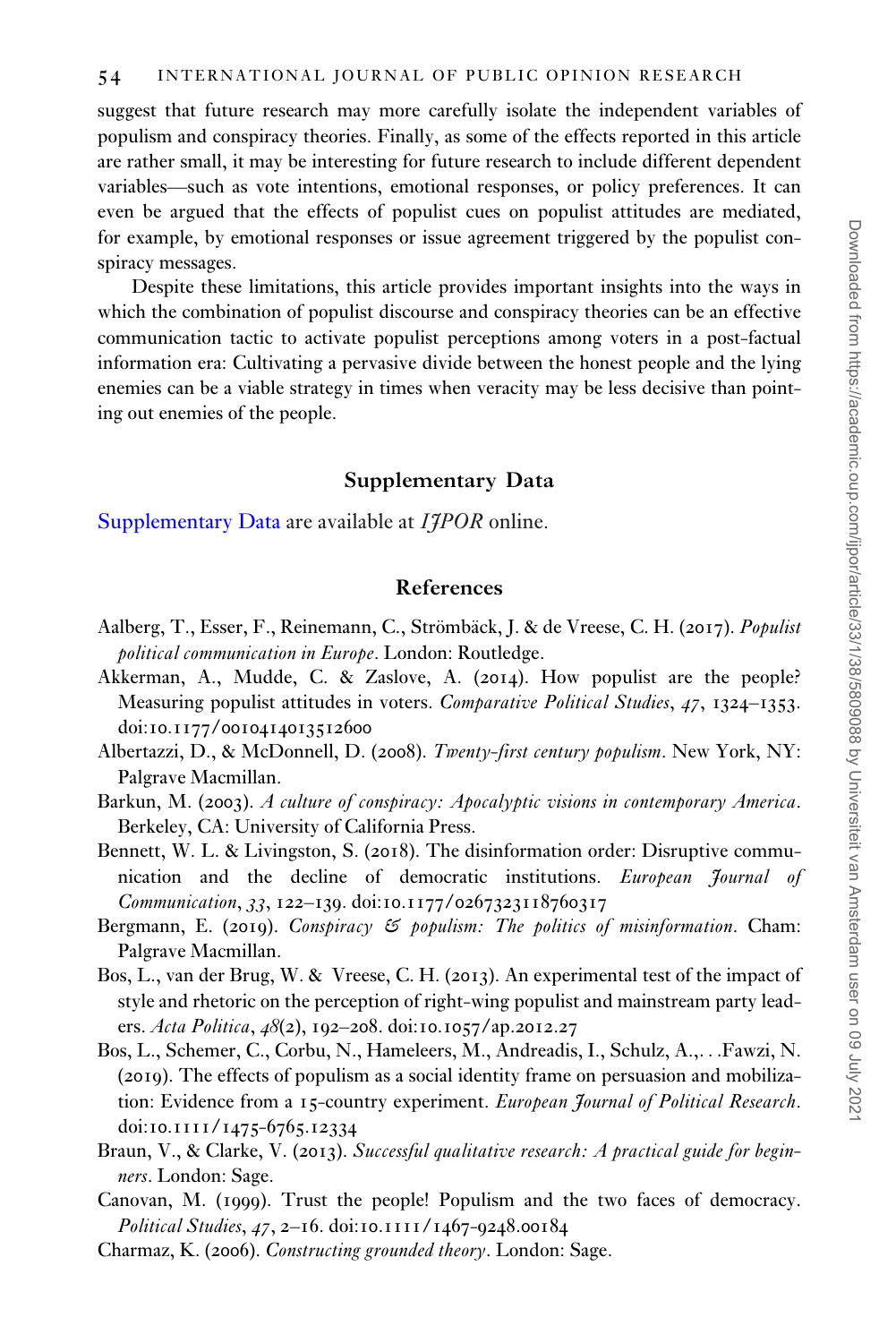suggest that future research may more carefully isolate the independent variables of populism and conspiracy theories. Finally, as some of the effects reported in this article are rather small, it may be interesting for future research to include different dependent variables—such as vote intentions, emotional responses, or policy preferences. It can even be argued that the effects of populist cues on populist attitudes are mediated, for example, by emotional responses or issue agreement triggered by the populist conspiracy messages.

Despite these limitations, this article provides important insights into the ways in which the combination of populist discourse and conspiracy theories can be an effective communication tactic to activate populist perceptions among voters in a post-factual information era: Cultivating a pervasive divide between the honest people and the lying enemies can be a viable strategy in times when veracity may be less decisive than pointing out enemies of the people.

## Supplementary Data

Supplementary Data are available at *IJPOR* online.

## References

Aalberg, T., Esser, F., Reinemann, C., Strömbäck, J. & de Vreese, C. H. (2017). *Populist political communication in Europe*. London: Routledge.

Akkerman, A., Mudde, C. & Zaslove, A. (2014). How populist are the people? Measuring populist attitudes in voters. *Comparative Political Studies*, *47*, 1324–1353. doi:10.1177/0010414013512600

Albertazzi, D., & McDonnell, D. (2008). *Twenty-first century populism*. New York, NY: Palgrave Macmillan.

Barkun, M. (2003). *A culture of conspiracy: Apocalyptic visions in contemporary America*. Berkeley, CA: University of California Press.

Bennett, W. L. & Livingston, S. (2018). The disinformation order: Disruptive communication and the decline of democratic institutions. *European Journal of Communication*, *33*, 122–139. doi:10.1177/0267323118760317

Bergmann, E. (2019). *Conspiracy & populism: The politics of misinformation*. Cham: Palgrave Macmillan.

Bos, L., van der Brug, W. & Vreese, C. H. (2013). An experimental test of the impact of style and rhetoric on the perception of right-wing populist and mainstream party leaders. *Acta Politica*, *48*(2), 192–208. doi:10.1057/ap.2012.27

Bos, L., Schemer, C., Corbu, N., Hameleers, M., Andreadis, I., Schulz, A.,. . .Fawzi, N. (2019). The effects of populism as a social identity frame on persuasion and mobilization: Evidence from a 15-country experiment. *European Journal of Political Research*. doi:10.1111/1475-6765.12334

Braun, V., & Clarke, V. (2013). *Successful qualitative research: A practical guide for beginners*. London: Sage.

Canovan, M. (1999). Trust the people! Populism and the two faces of democracy. *Political Studies*, *47*, 2–16. doi:10.1111/1467-9248.00184

Charmaz, K. (2006). *Constructing grounded theory*. London: Sage.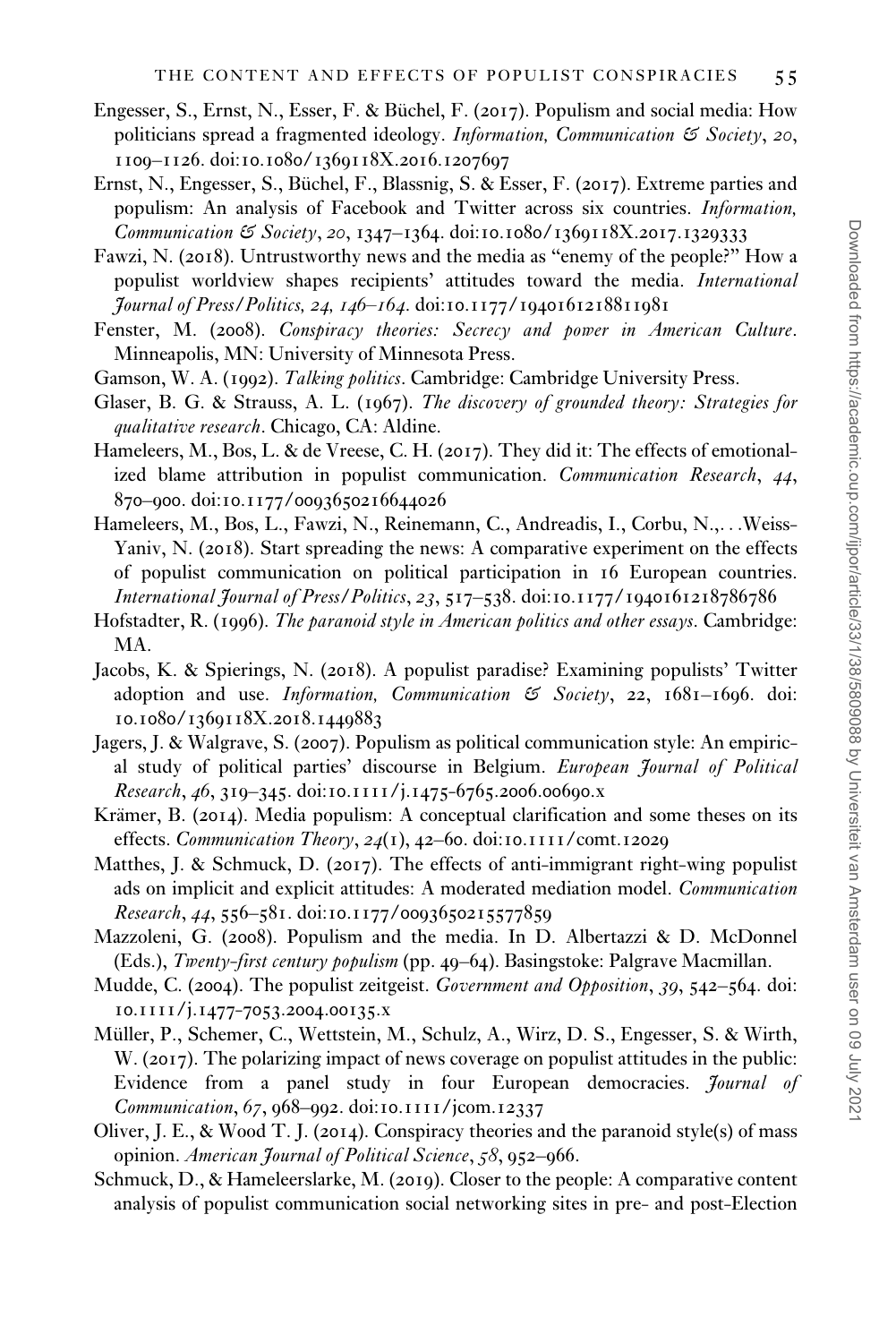Engesser, S., Ernst, N., Esser, F. & Büchel, F. (2017). Populism and social media: How politicians spread a fragmented ideology. *Information, Communication & Society*, *20*, 1109–1126. doi:10.1080/1369118X.2016.1207697

Ernst, N., Engesser, S., Büchel, F., Blassnig, S. & Esser, F. (2017). Extreme parties and populism: An analysis of Facebook and Twitter across six countries. *Information, Communication & Society*, *20*, 1347–1364. doi:10.1080/1369118X.2017.1329333

Fawzi, N. (2018). Untrustworthy news and the media as "enemy of the people?" How a populist worldview shapes recipients' attitudes toward the media. *International Journal of Press/Politics, 24, 146–164*. doi:10.1177/1940161218811981

Fenster, M. (2008). *Conspiracy theories: Secrecy and power in American Culture*. Minneapolis, MN: University of Minnesota Press.

Gamson, W. A. (1992). *Talking politics*. Cambridge: Cambridge University Press.

Glaser, B. G. & Strauss, A. L. (1967). *The discovery of grounded theory: Strategies for qualitative research*. Chicago, CA: Aldine.

Hameleers, M., Bos, L. & de Vreese, C. H. (2017). They did it: The effects of emotionalized blame attribution in populist communication. *Communication Research*, *44*, 870–900. doi:10.1177/0093650216644026

Hameleers, M., Bos, L., Fawzi, N., Reinemann, C., Andreadis, I., Corbu, N.,. . .Weiss-Yaniv, N. (2018). Start spreading the news: A comparative experiment on the effects of populist communication on political participation in 16 European countries. *International Journal of Press/Politics*, *23*, 517–538. doi:10.1177/1940161218786786

Hofstadter, R. (1996). *The paranoid style in American politics and other essays*. Cambridge: MA.

Jacobs, K. & Spierings, N. (2018). A populist paradise? Examining populists' Twitter adoption and use. *Information, Communication & Society*, 22, 1681–1696. doi: 10.1080/1369118X.2018.1449883

Jagers, J. & Walgrave, S. (2007). Populism as political communication style: An empirical study of political parties' discourse in Belgium. *European Journal of Political Research*, *46*, 319–345. doi:10.1111/j.1475-6765.2006.00690.x

Krämer, B. (2014). Media populism: A conceptual clarification and some theses on its effects. *Communication Theory*, *24*(1), 42–60. doi:10.1111/comt.12029

Matthes, J. & Schmuck, D. (2017). The effects of anti-immigrant right-wing populist ads on implicit and explicit attitudes: A moderated mediation model. *Communication Research*, *44*, 556–581. doi:10.1177/0093650215577859

Mazzoleni, G. (2008). Populism and the media. In D. Albertazzi & D. McDonnel (Eds.), *Twenty-first century populism* (pp. 49–64). Basingstoke: Palgrave Macmillan.

Mudde, C. (2004). The populist zeitgeist. *Government and Opposition*, *39*, 542–564. doi: 10.1111/j.1477-7053.2004.00135.x

Müller, P., Schemer, C., Wettstein, M., Schulz, A., Wirz, D. S., Engesser, S. & Wirth, W. (2017). The polarizing impact of news coverage on populist attitudes in the public: Evidence from a panel study in four European democracies. *Journal of Communication*, *67*, 968–992. doi:10.1111/jcom.12337

Oliver, J. E., & Wood T. J. (2014). Conspiracy theories and the paranoid style(s) of mass opinion. *American Journal of Political Science*, *58*, 952–966.

Schmuck, D., & Hameleerslarke, M. (2019). Closer to the people: A comparative content analysis of populist communication social networking sites in pre- and post-Election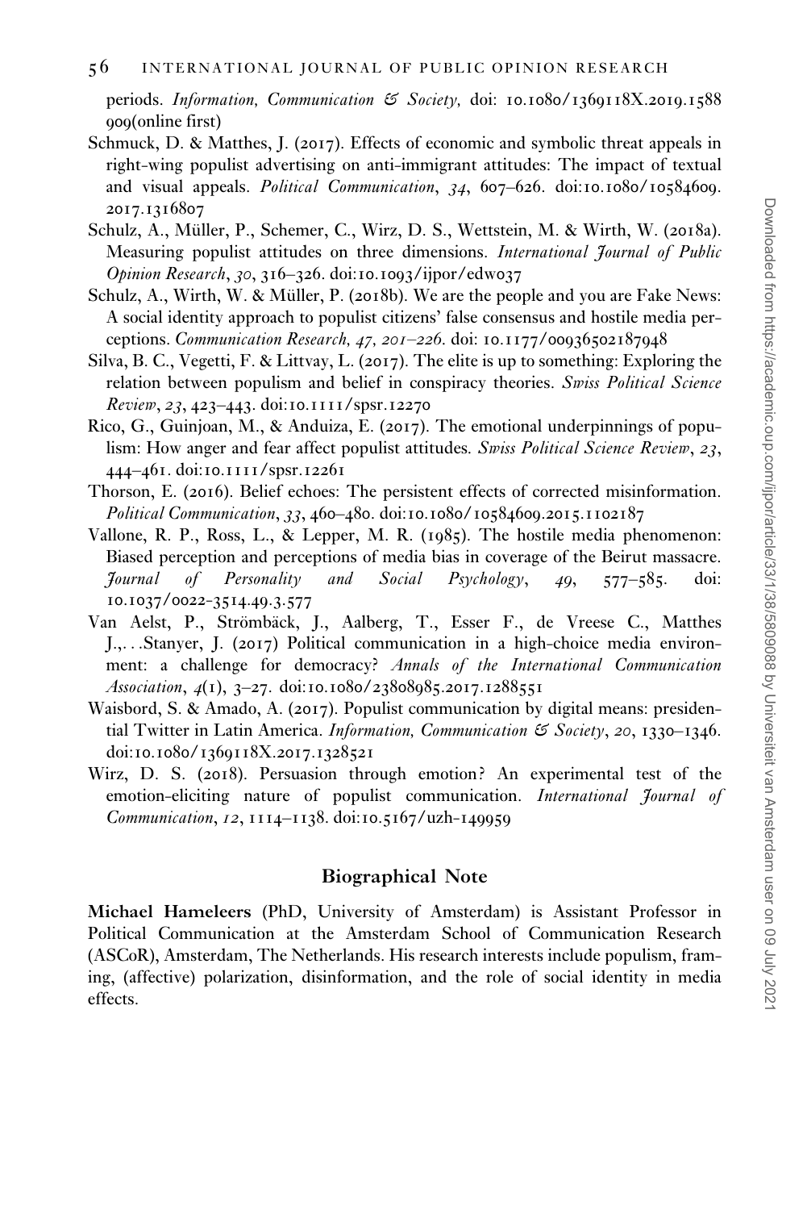periods. *Information, Communication & Society,* doi: 10.1080/1369118X.2019.1588909(online first)

Schmuck, D. & Matthes, J. (2017). Effects of economic and symbolic threat appeals in right-wing populist advertising on anti-immigrant attitudes: The impact of textual and visual appeals. *Political Communication*, *34*, 607–626. doi:10.1080/10584609.2017.1316807

Schulz, A., Müller, P., Schemer, C., Wirz, D. S., Wettstein, M. & Wirth, W. (2018a). Measuring populist attitudes on three dimensions. *International Journal of Public Opinion Research*, *30*, 316–326. doi:10.1093/ijpor/edw037

Schulz, A., Wirth, W. & Müller, P. (2018b). We are the people and you are Fake News: A social identity approach to populist citizens' false consensus and hostile media perceptions. *Communication Research, 47, 201–226*. doi: 10.1177/0093650218794854

Silva, B. C., Vegetti, F. & Littvay, L. (2017). The elite is up to something: Exploring the relation between populism and belief in conspiracy theories. *Swiss Political Science Review*, *23*, 423–443. doi:10.1111/spsr.12270

Rico, G., Guinjoan, M., & Anduiza, E. (2017). The emotional underpinnings of populism: How anger and fear affect populist attitudes. *Swiss Political Science Review*, *23*, 444–461. doi:10.1111/spsr.12261

Thorson, E. (2016). Belief echoes: The persistent effects of corrected misinformation. *Political Communication*, *33*, 460–480. doi:10.1080/10584609.2015.1102187

Vallone, R. P., Ross, L., & Lepper, M. R. (1985). The hostile media phenomenon: Biased perception and perceptions of media bias in coverage of the Beirut massacre. *Journal of Personality and Social Psychology*, *49*, 577–585. doi: 10.1037/0022-3514.49.3.577

Van Aelst, P., Strömbäck, J., Aalberg, T., Esser F., de Vreese C., Matthes J.,. . .Stanyer, J. (2017) Political communication in a high-choice media environment: a challenge for democracy? *Annals of the International Communication Association*, *4*(1), 3–27. doi:10.1080/23808985.2017.1288551

Waisbord, S. & Amado, A. (2017). Populist communication by digital means: presidential Twitter in Latin America. *Information, Communication & Society*, *20*, 1330–1346. doi:10.1080/1369118X.2017.1328521

Wirz, D. S. (2018). Persuasion through emotion? An experimental test of the emotion-eliciting nature of populist communication. *International Journal of Communication*, *12*, 1114–1138. doi:10.5167/uzh-149959

## Biographical Note

**Michael Hameleers** (PhD, University of Amsterdam) is Assistant Professor in Political Communication at the Amsterdam School of Communication Research (ASCoR), Amsterdam, The Netherlands. His research interests include populism, framing, (affective) polarization, disinformation, and the role of social identity in media effects.